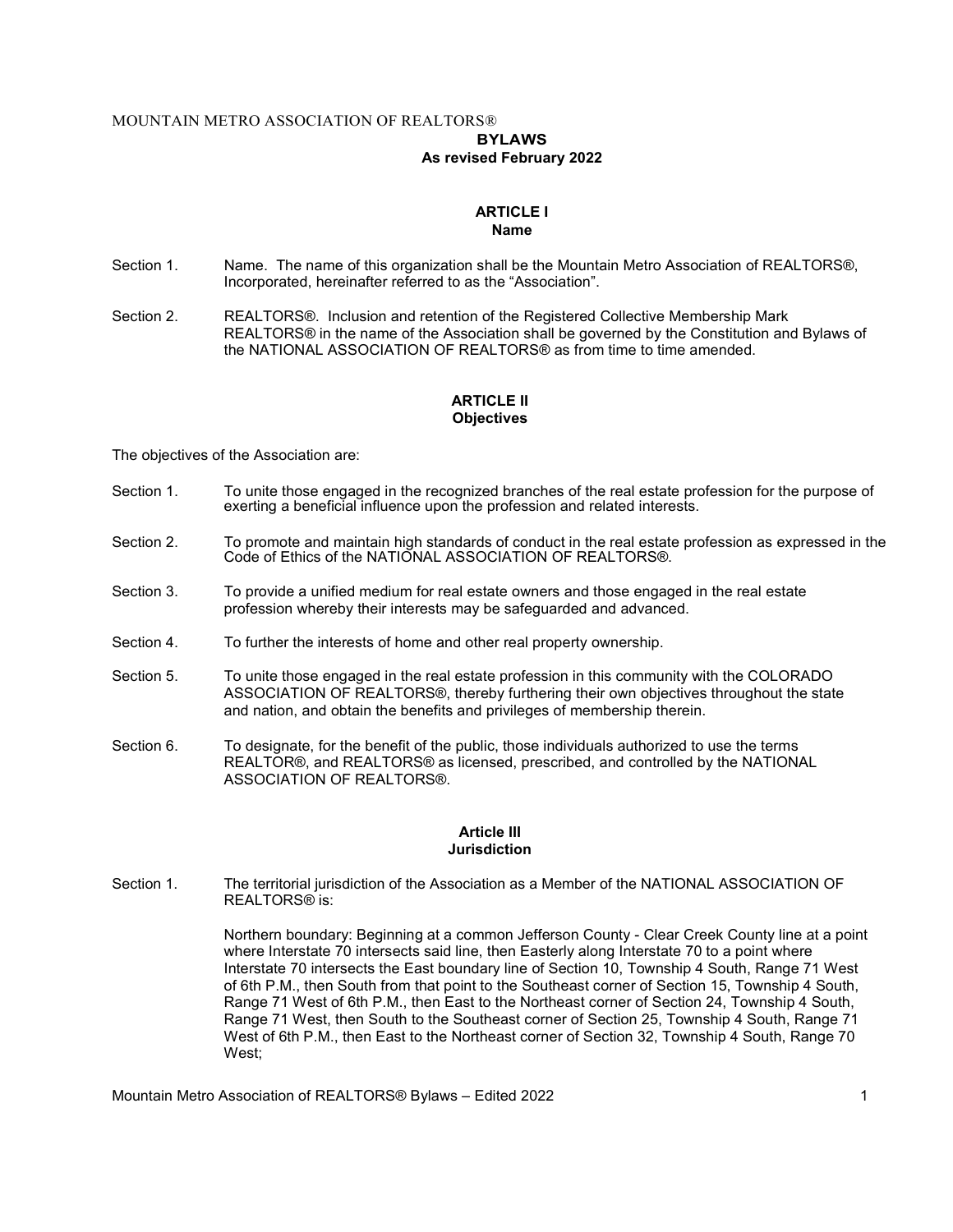MOUNTAIN METRO ASSOCIATION OF REALTORS®

# BYLAWS

**As revised February 2022**

## ARTICLE I
**Name**

Section 1. Name. The name of this organization shall be the Mountain Metro Association of REALTORS®, Incorporated, hereinafter referred to as the "Association".

Section 2. REALTORS®. Inclusion and retention of the Registered Collective Membership Mark REALTORS® in the name of the Association shall be governed by the Constitution and Bylaws of the NATIONAL ASSOCIATION OF REALTORS® as from time to time amended.

## ARTICLE II
**Objectives**

The objectives of the Association are:

Section 1. To unite those engaged in the recognized branches of the real estate profession for the purpose of exerting a beneficial influence upon the profession and related interests.

Section 2. To promote and maintain high standards of conduct in the real estate profession as expressed in the Code of Ethics of the NATIONAL ASSOCIATION OF REALTORS®.

Section 3. To provide a unified medium for real estate owners and those engaged in the real estate profession whereby their interests may be safeguarded and advanced.

Section 4. To further the interests of home and other real property ownership.

Section 5. To unite those engaged in the real estate profession in this community with the COLORADO ASSOCIATION OF REALTORS®, thereby furthering their own objectives throughout the state and nation, and obtain the benefits and privileges of membership therein.

Section 6. To designate, for the benefit of the public, those individuals authorized to use the terms REALTOR®, and REALTORS® as licensed, prescribed, and controlled by the NATIONAL ASSOCIATION OF REALTORS®.

## Article III
**Jurisdiction**

Section 1. The territorial jurisdiction of the Association as a Member of the NATIONAL ASSOCIATION OF REALTORS® is:

Northern boundary: Beginning at a common Jefferson County - Clear Creek County line at a point where Interstate 70 intersects said line, then Easterly along Interstate 70 to a point where Interstate 70 intersects the East boundary line of Section 10, Township 4 South, Range 71 West of 6th P.M., then South from that point to the Southeast corner of Section 15, Township 4 South, Range 71 West of 6th P.M., then East to the Northeast corner of Section 24, Township 4 South, Range 71 West, then South to the Southeast corner of Section 25, Township 4 South, Range 71 West of 6th P.M., then East to the Northeast corner of Section 32, Township 4 South, Range 70 West;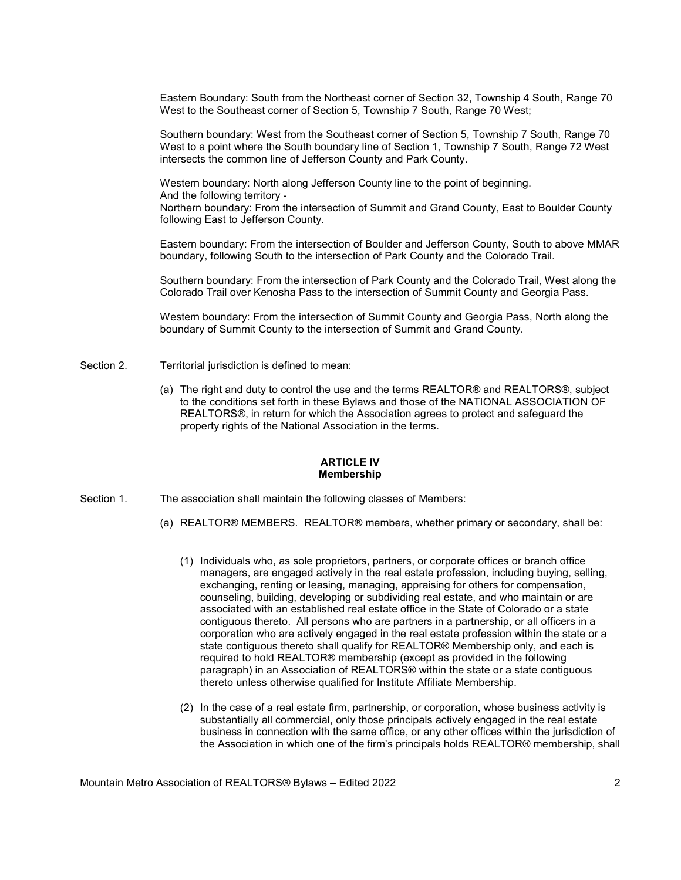Eastern Boundary: South from the Northeast corner of Section 32, Township 4 South, Range 70 West to the Southeast corner of Section 5, Township 7 South, Range 70 West;

Southern boundary: West from the Southeast corner of Section 5, Township 7 South, Range 70 West to a point where the South boundary line of Section 1, Township 7 South, Range 72 West intersects the common line of Jefferson County and Park County.

Western boundary: North along Jefferson County line to the point of beginning.
And the following territory -
Northern boundary: From the intersection of Summit and Grand County, East to Boulder County following East to Jefferson County.

Eastern boundary: From the intersection of Boulder and Jefferson County, South to above MMAR boundary, following South to the intersection of Park County and the Colorado Trail.

Southern boundary: From the intersection of Park County and the Colorado Trail, West along the Colorado Trail over Kenosha Pass to the intersection of Summit County and Georgia Pass.

Western boundary: From the intersection of Summit County and Georgia Pass, North along the boundary of Summit County to the intersection of Summit and Grand County.

Section 2. Territorial jurisdiction is defined to mean:

(a) The right and duty to control the use and the terms REALTOR® and REALTORS®, subject to the conditions set forth in these Bylaws and those of the NATIONAL ASSOCIATION OF REALTORS®, in return for which the Association agrees to protect and safeguard the property rights of the National Association in the terms.

## ARTICLE IV
## Membership

Section 1. The association shall maintain the following classes of Members:

(a) REALTOR® MEMBERS. REALTOR® members, whether primary or secondary, shall be:

(1) Individuals who, as sole proprietors, partners, or corporate offices or branch office managers, are engaged actively in the real estate profession, including buying, selling, exchanging, renting or leasing, managing, appraising for others for compensation, counseling, building, developing or subdividing real estate, and who maintain or are associated with an established real estate office in the State of Colorado or a state contiguous thereto. All persons who are partners in a partnership, or all officers in a corporation who are actively engaged in the real estate profession within the state or a state contiguous thereto shall qualify for REALTOR® Membership only, and each is required to hold REALTOR® membership (except as provided in the following paragraph) in an Association of REALTORS® within the state or a state contiguous thereto unless otherwise qualified for Institute Affiliate Membership.

(2) In the case of a real estate firm, partnership, or corporation, whose business activity is substantially all commercial, only those principals actively engaged in the real estate business in connection with the same office, or any other offices within the jurisdiction of the Association in which one of the firm's principals holds REALTOR® membership, shall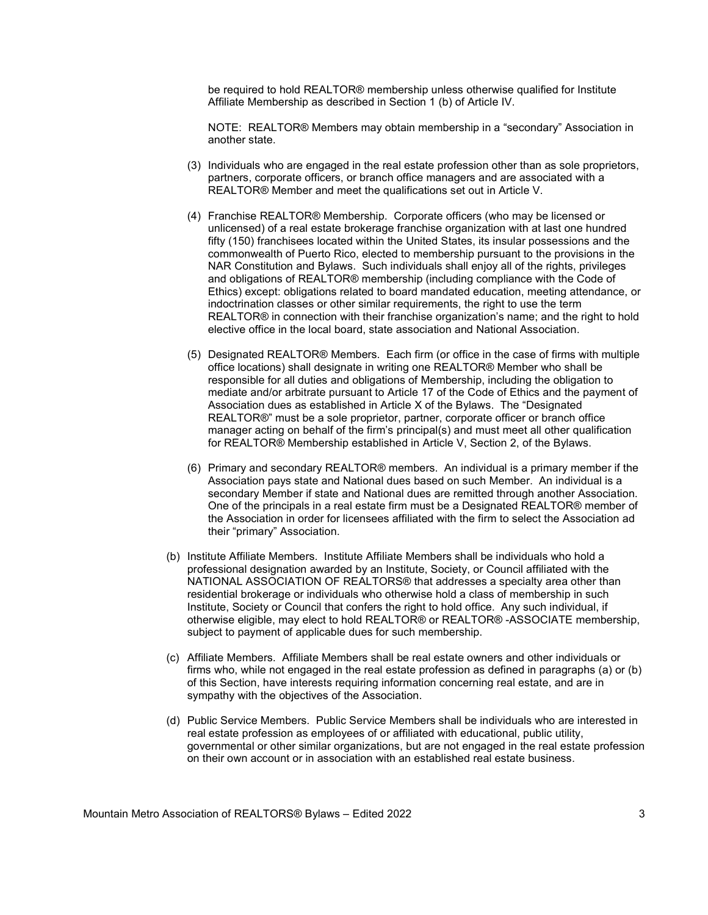be required to hold REALTOR® membership unless otherwise qualified for Institute Affiliate Membership as described in Section 1 (b) of Article IV.

NOTE: REALTOR® Members may obtain membership in a "secondary" Association in another state.

(3) Individuals who are engaged in the real estate profession other than as sole proprietors, partners, corporate officers, or branch office managers and are associated with a REALTOR® Member and meet the qualifications set out in Article V.

(4) Franchise REALTOR® Membership. Corporate officers (who may be licensed or unlicensed) of a real estate brokerage franchise organization with at last one hundred fifty (150) franchisees located within the United States, its insular possessions and the commonwealth of Puerto Rico, elected to membership pursuant to the provisions in the NAR Constitution and Bylaws. Such individuals shall enjoy all of the rights, privileges and obligations of REALTOR® membership (including compliance with the Code of Ethics) except: obligations related to board mandated education, meeting attendance, or indoctrination classes or other similar requirements, the right to use the term REALTOR® in connection with their franchise organization's name; and the right to hold elective office in the local board, state association and National Association.

(5) Designated REALTOR® Members. Each firm (or office in the case of firms with multiple office locations) shall designate in writing one REALTOR® Member who shall be responsible for all duties and obligations of Membership, including the obligation to mediate and/or arbitrate pursuant to Article 17 of the Code of Ethics and the payment of Association dues as established in Article X of the Bylaws. The "Designated REALTOR®" must be a sole proprietor, partner, corporate officer or branch office manager acting on behalf of the firm's principal(s) and must meet all other qualification for REALTOR® Membership established in Article V, Section 2, of the Bylaws.

(6) Primary and secondary REALTOR® members. An individual is a primary member if the Association pays state and National dues based on such Member. An individual is a secondary Member if state and National dues are remitted through another Association. One of the principals in a real estate firm must be a Designated REALTOR® member of the Association in order for licensees affiliated with the firm to select the Association ad their "primary" Association.

(b) Institute Affiliate Members. Institute Affiliate Members shall be individuals who hold a professional designation awarded by an Institute, Society, or Council affiliated with the NATIONAL ASSOCIATION OF REALTORS® that addresses a specialty area other than residential brokerage or individuals who otherwise hold a class of membership in such Institute, Society or Council that confers the right to hold office. Any such individual, if otherwise eligible, may elect to hold REALTOR® or REALTOR® -ASSOCIATE membership, subject to payment of applicable dues for such membership.

(c) Affiliate Members. Affiliate Members shall be real estate owners and other individuals or firms who, while not engaged in the real estate profession as defined in paragraphs (a) or (b) of this Section, have interests requiring information concerning real estate, and are in sympathy with the objectives of the Association.

(d) Public Service Members. Public Service Members shall be individuals who are interested in real estate profession as employees of or affiliated with educational, public utility, governmental or other similar organizations, but are not engaged in the real estate profession on their own account or in association with an established real estate business.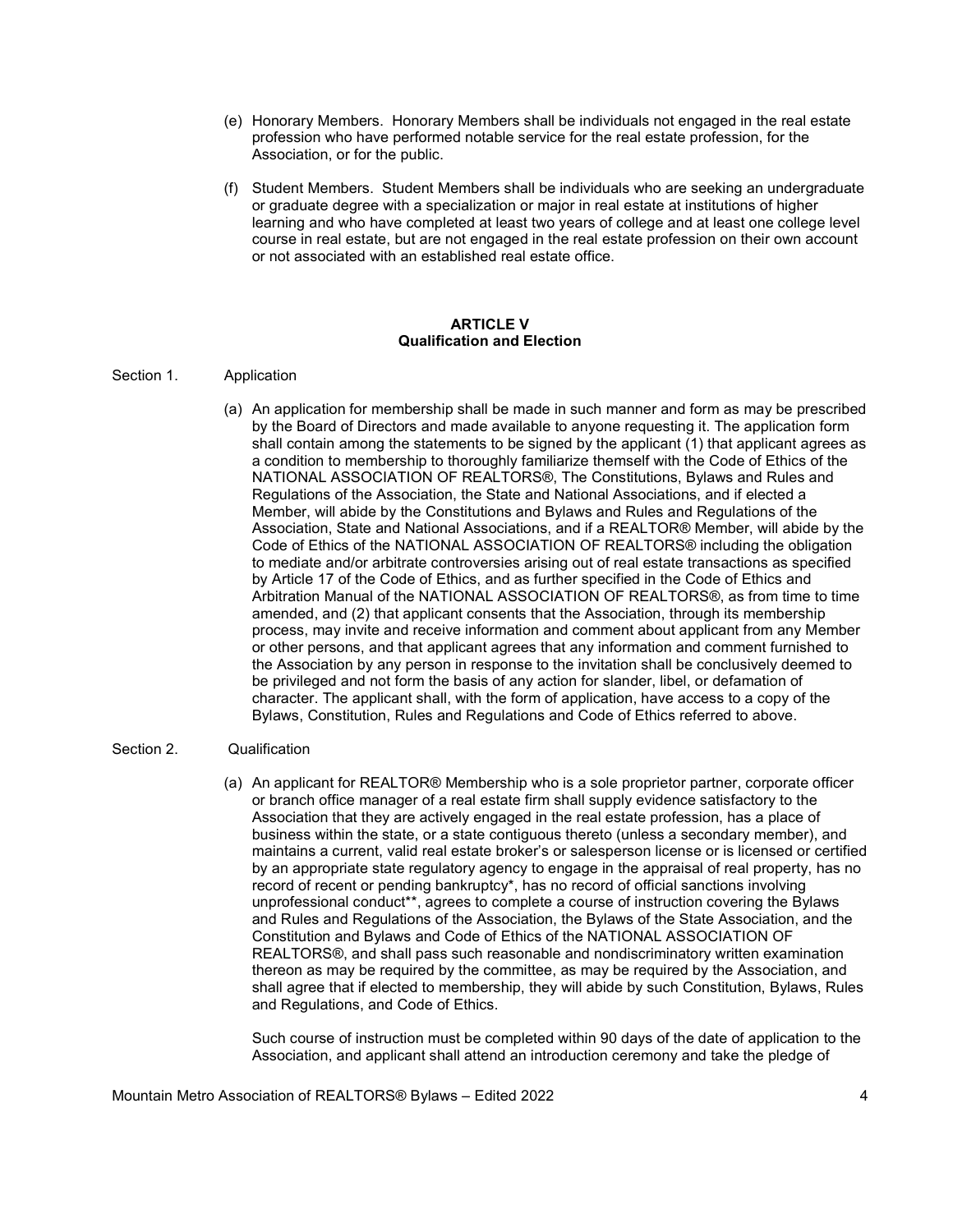(e) Honorary Members. Honorary Members shall be individuals not engaged in the real estate profession who have performed notable service for the real estate profession, for the Association, or for the public.

(f) Student Members. Student Members shall be individuals who are seeking an undergraduate or graduate degree with a specialization or major in real estate at institutions of higher learning and who have completed at least two years of college and at least one college level course in real estate, but are not engaged in the real estate profession on their own account or not associated with an established real estate office.

## ARTICLE V
## Qualification and Election

Section 1. Application

(a) An application for membership shall be made in such manner and form as may be prescribed by the Board of Directors and made available to anyone requesting it. The application form shall contain among the statements to be signed by the applicant (1) that applicant agrees as a condition to membership to thoroughly familiarize themself with the Code of Ethics of the NATIONAL ASSOCIATION OF REALTORS®, The Constitutions, Bylaws and Rules and Regulations of the Association, the State and National Associations, and if elected a Member, will abide by the Constitutions and Bylaws and Rules and Regulations of the Association, State and National Associations, and if a REALTOR® Member, will abide by the Code of Ethics of the NATIONAL ASSOCIATION OF REALTORS® including the obligation to mediate and/or arbitrate controversies arising out of real estate transactions as specified by Article 17 of the Code of Ethics, and as further specified in the Code of Ethics and Arbitration Manual of the NATIONAL ASSOCIATION OF REALTORS®, as from time to time amended, and (2) that applicant consents that the Association, through its membership process, may invite and receive information and comment about applicant from any Member or other persons, and that applicant agrees that any information and comment furnished to the Association by any person in response to the invitation shall be conclusively deemed to be privileged and not form the basis of any action for slander, libel, or defamation of character. The applicant shall, with the form of application, have access to a copy of the Bylaws, Constitution, Rules and Regulations and Code of Ethics referred to above.

Section 2. Qualification

(a) An applicant for REALTOR® Membership who is a sole proprietor partner, corporate officer or branch office manager of a real estate firm shall supply evidence satisfactory to the Association that they are actively engaged in the real estate profession, has a place of business within the state, or a state contiguous thereto (unless a secondary member), and maintains a current, valid real estate broker's or salesperson license or is licensed or certified by an appropriate state regulatory agency to engage in the appraisal of real property, has no record of recent or pending bankruptcy*, has no record of official sanctions involving unprofessional conduct**, agrees to complete a course of instruction covering the Bylaws and Rules and Regulations of the Association, the Bylaws of the State Association, and the Constitution and Bylaws and Code of Ethics of the NATIONAL ASSOCIATION OF REALTORS®, and shall pass such reasonable and nondiscriminatory written examination thereon as may be required by the committee, as may be required by the Association, and shall agree that if elected to membership, they will abide by such Constitution, Bylaws, Rules and Regulations, and Code of Ethics.

Such course of instruction must be completed within 90 days of the date of application to the Association, and applicant shall attend an introduction ceremony and take the pledge of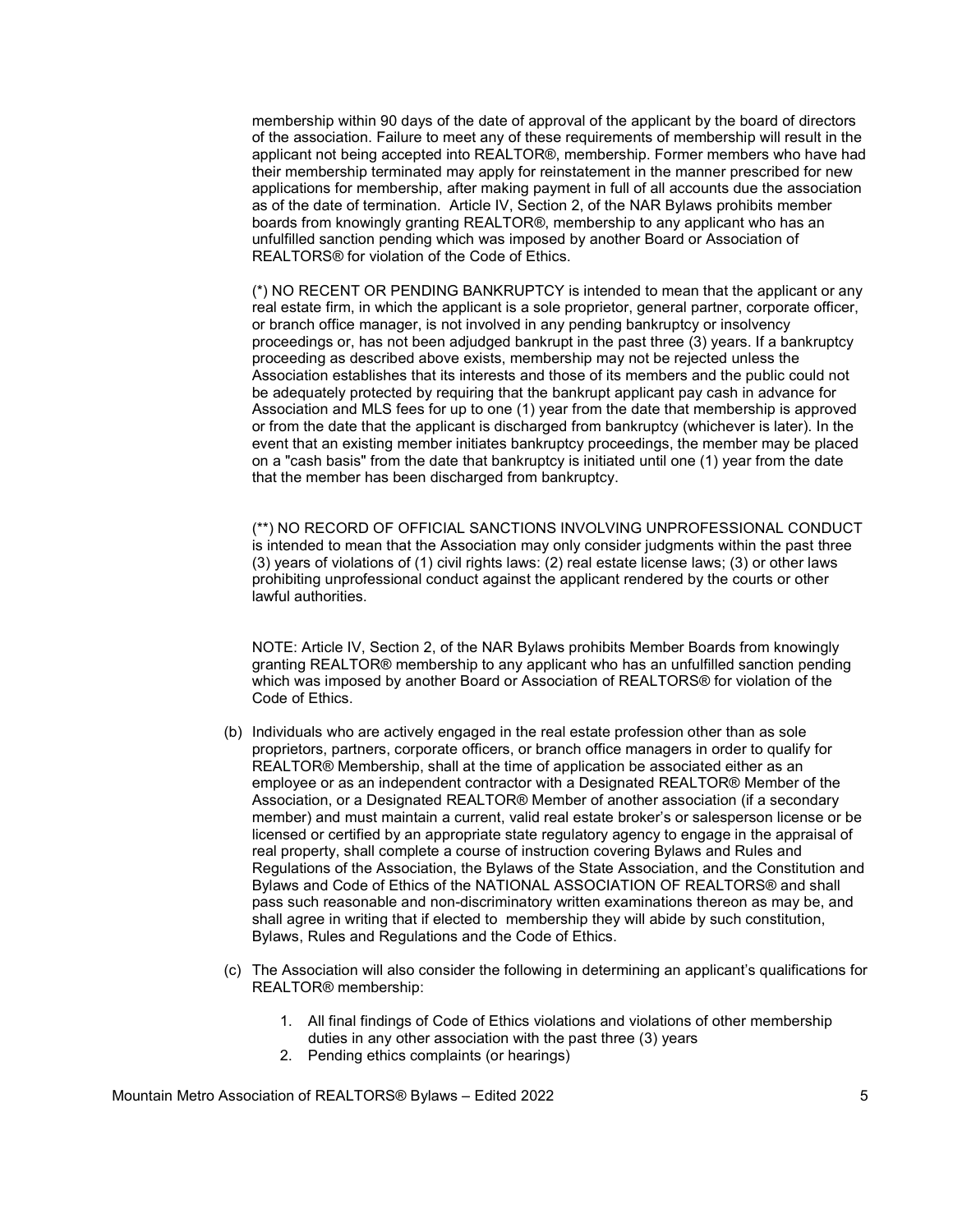membership within 90 days of the date of approval of the applicant by the board of directors of the association. Failure to meet any of these requirements of membership will result in the applicant not being accepted into REALTOR®, membership. Former members who have had their membership terminated may apply for reinstatement in the manner prescribed for new applications for membership, after making payment in full of all accounts due the association as of the date of termination. Article IV, Section 2, of the NAR Bylaws prohibits member boards from knowingly granting REALTOR®, membership to any applicant who has an unfulfilled sanction pending which was imposed by another Board or Association of REALTORS® for violation of the Code of Ethics.

(*) NO RECENT OR PENDING BANKRUPTCY is intended to mean that the applicant or any real estate firm, in which the applicant is a sole proprietor, general partner, corporate officer, or branch office manager, is not involved in any pending bankruptcy or insolvency proceedings or, has not been adjudged bankrupt in the past three (3) years. If a bankruptcy proceeding as described above exists, membership may not be rejected unless the Association establishes that its interests and those of its members and the public could not be adequately protected by requiring that the bankrupt applicant pay cash in advance for Association and MLS fees for up to one (1) year from the date that membership is approved or from the date that the applicant is discharged from bankruptcy (whichever is later). In the event that an existing member initiates bankruptcy proceedings, the member may be placed on a "cash basis" from the date that bankruptcy is initiated until one (1) year from the date that the member has been discharged from bankruptcy.

(**) NO RECORD OF OFFICIAL SANCTIONS INVOLVING UNPROFESSIONAL CONDUCT is intended to mean that the Association may only consider judgments within the past three (3) years of violations of (1) civil rights laws: (2) real estate license laws; (3) or other laws prohibiting unprofessional conduct against the applicant rendered by the courts or other lawful authorities.

NOTE: Article IV, Section 2, of the NAR Bylaws prohibits Member Boards from knowingly granting REALTOR® membership to any applicant who has an unfulfilled sanction pending which was imposed by another Board or Association of REALTORS® for violation of the Code of Ethics.

(b) Individuals who are actively engaged in the real estate profession other than as sole proprietors, partners, corporate officers, or branch office managers in order to qualify for REALTOR® Membership, shall at the time of application be associated either as an employee or as an independent contractor with a Designated REALTOR® Member of the Association, or a Designated REALTOR® Member of another association (if a secondary member) and must maintain a current, valid real estate broker's or salesperson license or be licensed or certified by an appropriate state regulatory agency to engage in the appraisal of real property, shall complete a course of instruction covering Bylaws and Rules and Regulations of the Association, the Bylaws of the State Association, and the Constitution and Bylaws and Code of Ethics of the NATIONAL ASSOCIATION OF REALTORS® and shall pass such reasonable and non-discriminatory written examinations thereon as may be, and shall agree in writing that if elected to membership they will abide by such constitution, Bylaws, Rules and Regulations and the Code of Ethics.

(c) The Association will also consider the following in determining an applicant's qualifications for REALTOR® membership:

   1. All final findings of Code of Ethics violations and violations of other membership duties in any other association with the past three (3) years
   2. Pending ethics complaints (or hearings)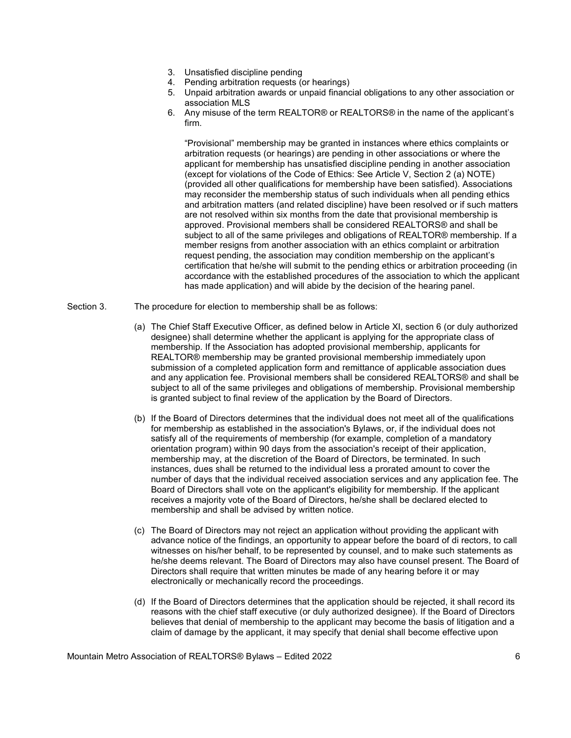3. Unsatisfied discipline pending
4. Pending arbitration requests (or hearings)
5. Unpaid arbitration awards or unpaid financial obligations to any other association or association MLS
6. Any misuse of the term REALTOR® or REALTORS® in the name of the applicant's firm.

"Provisional" membership may be granted in instances where ethics complaints or arbitration requests (or hearings) are pending in other associations or where the applicant for membership has unsatisfied discipline pending in another association (except for violations of the Code of Ethics: See Article V, Section 2 (a) NOTE) (provided all other qualifications for membership have been satisfied). Associations may reconsider the membership status of such individuals when all pending ethics and arbitration matters (and related discipline) have been resolved or if such matters are not resolved within six months from the date that provisional membership is approved. Provisional members shall be considered REALTORS® and shall be subject to all of the same privileges and obligations of REALTOR® membership. If a member resigns from another association with an ethics complaint or arbitration request pending, the association may condition membership on the applicant's certification that he/she will submit to the pending ethics or arbitration proceeding (in accordance with the established procedures of the association to which the applicant has made application) and will abide by the decision of the hearing panel.

Section 3. The procedure for election to membership shall be as follows:

(a) The Chief Staff Executive Officer, as defined below in Article XI, section 6 (or duly authorized designee) shall determine whether the applicant is applying for the appropriate class of membership. If the Association has adopted provisional membership, applicants for REALTOR® membership may be granted provisional membership immediately upon submission of a completed application form and remittance of applicable association dues and any application fee. Provisional members shall be considered REALTORS® and shall be subject to all of the same privileges and obligations of membership. Provisional membership is granted subject to final review of the application by the Board of Directors.

(b) If the Board of Directors determines that the individual does not meet all of the qualifications for membership as established in the association's Bylaws, or, if the individual does not satisfy all of the requirements of membership (for example, completion of a mandatory orientation program) within 90 days from the association's receipt of their application, membership may, at the discretion of the Board of Directors, be terminated. In such instances, dues shall be returned to the individual less a prorated amount to cover the number of days that the individual received association services and any application fee. The Board of Directors shall vote on the applicant's eligibility for membership. If the applicant receives a majority vote of the Board of Directors, he/she shall be declared elected to membership and shall be advised by written notice.

(c) The Board of Directors may not reject an application without providing the applicant with advance notice of the findings, an opportunity to appear before the board of di rectors, to call witnesses on his/her behalf, to be represented by counsel, and to make such statements as he/she deems relevant. The Board of Directors may also have counsel present. The Board of Directors shall require that written minutes be made of any hearing before it or may electronically or mechanically record the proceedings.

(d) If the Board of Directors determines that the application should be rejected, it shall record its reasons with the chief staff executive (or duly authorized designee). If the Board of Directors believes that denial of membership to the applicant may become the basis of litigation and a claim of damage by the applicant, it may specify that denial shall become effective upon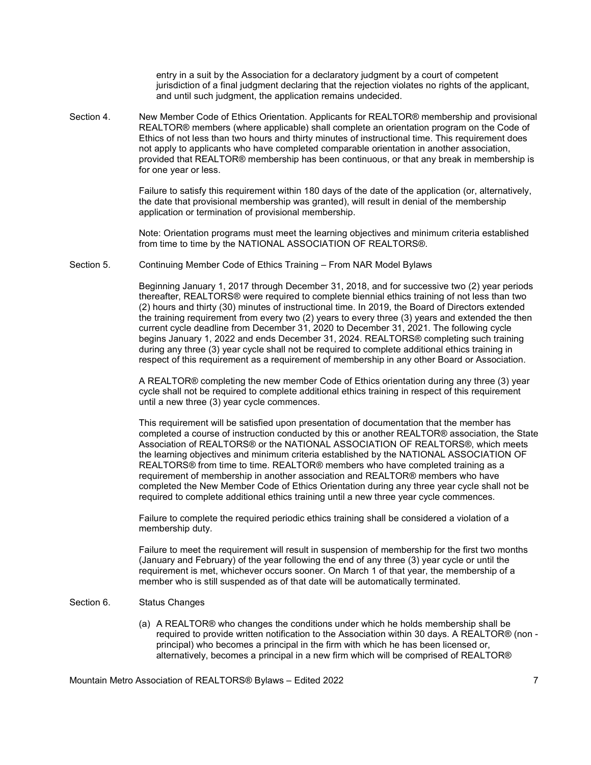entry in a suit by the Association for a declaratory judgment by a court of competent jurisdiction of a final judgment declaring that the rejection violates no rights of the applicant, and until such judgment, the application remains undecided.

Section 4. New Member Code of Ethics Orientation. Applicants for REALTOR® membership and provisional REALTOR® members (where applicable) shall complete an orientation program on the Code of Ethics of not less than two hours and thirty minutes of instructional time. This requirement does not apply to applicants who have completed comparable orientation in another association, provided that REALTOR® membership has been continuous, or that any break in membership is for one year or less.

Failure to satisfy this requirement within 180 days of the date of the application (or, alternatively, the date that provisional membership was granted), will result in denial of the membership application or termination of provisional membership.

Note: Orientation programs must meet the learning objectives and minimum criteria established from time to time by the NATIONAL ASSOCIATION OF REALTORS®.

Section 5. Continuing Member Code of Ethics Training – From NAR Model Bylaws

Beginning January 1, 2017 through December 31, 2018, and for successive two (2) year periods thereafter, REALTORS® were required to complete biennial ethics training of not less than two (2) hours and thirty (30) minutes of instructional time. In 2019, the Board of Directors extended the training requirement from every two (2) years to every three (3) years and extended the then current cycle deadline from December 31, 2020 to December 31, 2021. The following cycle begins January 1, 2022 and ends December 31, 2024. REALTORS® completing such training during any three (3) year cycle shall not be required to complete additional ethics training in respect of this requirement as a requirement of membership in any other Board or Association.

A REALTOR® completing the new member Code of Ethics orientation during any three (3) year cycle shall not be required to complete additional ethics training in respect of this requirement until a new three (3) year cycle commences.

This requirement will be satisfied upon presentation of documentation that the member has completed a course of instruction conducted by this or another REALTOR® association, the State Association of REALTORS® or the NATIONAL ASSOCIATION OF REALTORS®, which meets the learning objectives and minimum criteria established by the NATIONAL ASSOCIATION OF REALTORS® from time to time. REALTOR® members who have completed training as a requirement of membership in another association and REALTOR® members who have completed the New Member Code of Ethics Orientation during any three year cycle shall not be required to complete additional ethics training until a new three year cycle commences.

Failure to complete the required periodic ethics training shall be considered a violation of a membership duty.

Failure to meet the requirement will result in suspension of membership for the first two months (January and February) of the year following the end of any three (3) year cycle or until the requirement is met, whichever occurs sooner. On March 1 of that year, the membership of a member who is still suspended as of that date will be automatically terminated.

Section 6. Status Changes

(a) A REALTOR® who changes the conditions under which he holds membership shall be required to provide written notification to the Association within 30 days. A REALTOR® (non - principal) who becomes a principal in the firm with which he has been licensed or, alternatively, becomes a principal in a new firm which will be comprised of REALTOR®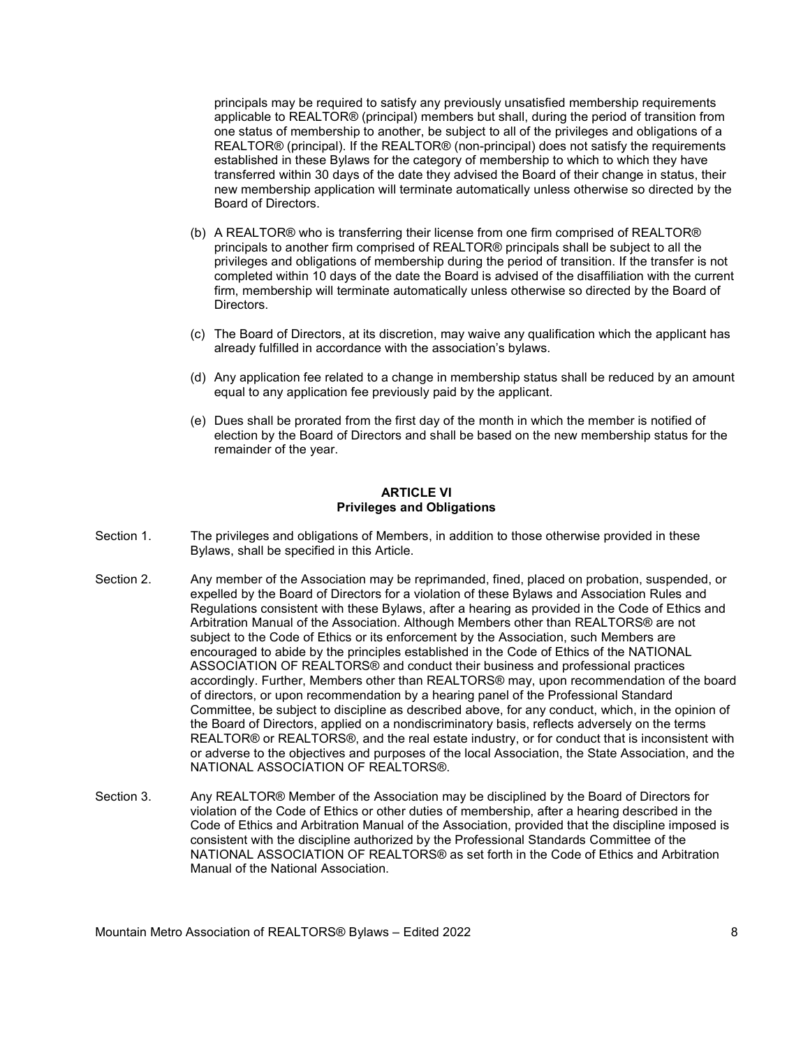principals may be required to satisfy any previously unsatisfied membership requirements applicable to REALTOR® (principal) members but shall, during the period of transition from one status of membership to another, be subject to all of the privileges and obligations of a REALTOR® (principal). If the REALTOR® (non-principal) does not satisfy the requirements established in these Bylaws for the category of membership to which to which they have transferred within 30 days of the date they advised the Board of their change in status, their new membership application will terminate automatically unless otherwise so directed by the Board of Directors.

(b) A REALTOR® who is transferring their license from one firm comprised of REALTOR® principals to another firm comprised of REALTOR® principals shall be subject to all the privileges and obligations of membership during the period of transition. If the transfer is not completed within 10 days of the date the Board is advised of the disaffiliation with the current firm, membership will terminate automatically unless otherwise so directed by the Board of Directors.

(c) The Board of Directors, at its discretion, may waive any qualification which the applicant has already fulfilled in accordance with the association's bylaws.

(d) Any application fee related to a change in membership status shall be reduced by an amount equal to any application fee previously paid by the applicant.

(e) Dues shall be prorated from the first day of the month in which the member is notified of election by the Board of Directors and shall be based on the new membership status for the remainder of the year.

## ARTICLE VI
## Privileges and Obligations

Section 1. The privileges and obligations of Members, in addition to those otherwise provided in these Bylaws, shall be specified in this Article.

Section 2. Any member of the Association may be reprimanded, fined, placed on probation, suspended, or expelled by the Board of Directors for a violation of these Bylaws and Association Rules and Regulations consistent with these Bylaws, after a hearing as provided in the Code of Ethics and Arbitration Manual of the Association. Although Members other than REALTORS® are not subject to the Code of Ethics or its enforcement by the Association, such Members are encouraged to abide by the principles established in the Code of Ethics of the NATIONAL ASSOCIATION OF REALTORS® and conduct their business and professional practices accordingly. Further, Members other than REALTORS® may, upon recommendation of the board of directors, or upon recommendation by a hearing panel of the Professional Standard Committee, be subject to discipline as described above, for any conduct, which, in the opinion of the Board of Directors, applied on a nondiscriminatory basis, reflects adversely on the terms REALTOR® or REALTORS®, and the real estate industry, or for conduct that is inconsistent with or adverse to the objectives and purposes of the local Association, the State Association, and the NATIONAL ASSOCIATION OF REALTORS®.

Section 3. Any REALTOR® Member of the Association may be disciplined by the Board of Directors for violation of the Code of Ethics or other duties of membership, after a hearing described in the Code of Ethics and Arbitration Manual of the Association, provided that the discipline imposed is consistent with the discipline authorized by the Professional Standards Committee of the NATIONAL ASSOCIATION OF REALTORS® as set forth in the Code of Ethics and Arbitration Manual of the National Association.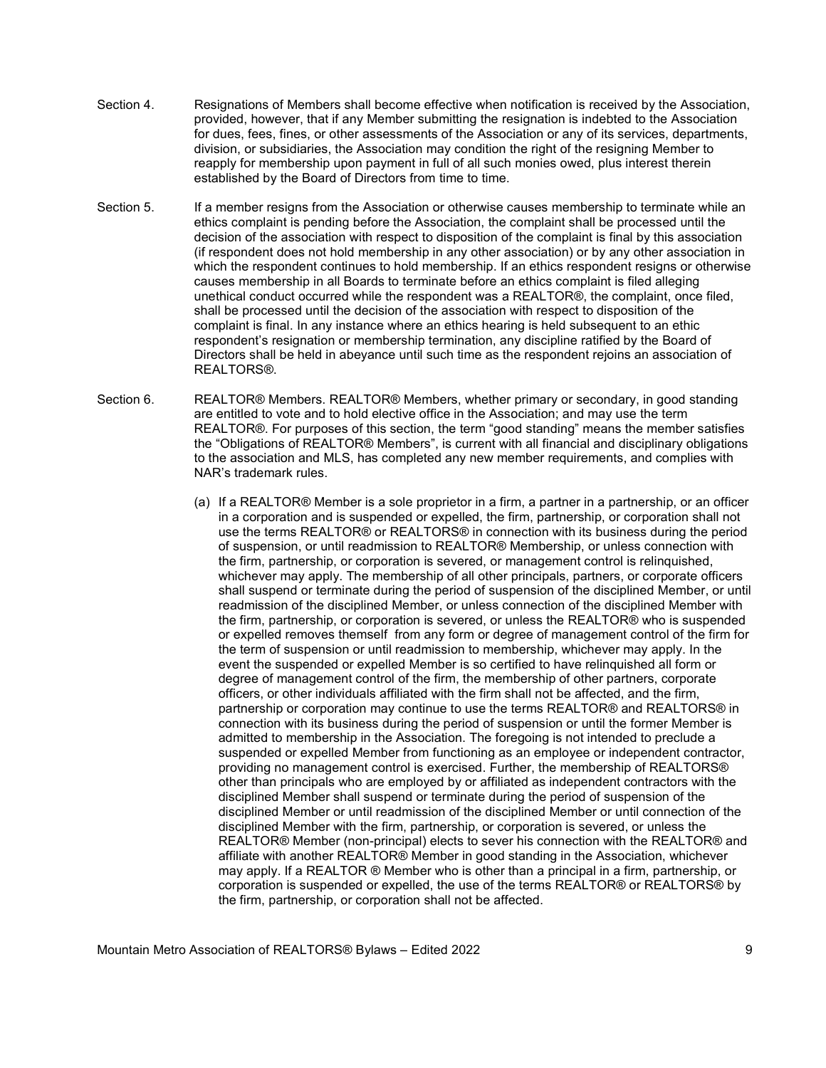Section 4. Resignations of Members shall become effective when notification is received by the Association, provided, however, that if any Member submitting the resignation is indebted to the Association for dues, fees, fines, or other assessments of the Association or any of its services, departments, division, or subsidiaries, the Association may condition the right of the resigning Member to reapply for membership upon payment in full of all such monies owed, plus interest therein established by the Board of Directors from time to time.

Section 5. If a member resigns from the Association or otherwise causes membership to terminate while an ethics complaint is pending before the Association, the complaint shall be processed until the decision of the association with respect to disposition of the complaint is final by this association (if respondent does not hold membership in any other association) or by any other association in which the respondent continues to hold membership. If an ethics respondent resigns or otherwise causes membership in all Boards to terminate before an ethics complaint is filed alleging unethical conduct occurred while the respondent was a REALTOR®, the complaint, once filed, shall be processed until the decision of the association with respect to disposition of the complaint is final. In any instance where an ethics hearing is held subsequent to an ethic respondent's resignation or membership termination, any discipline ratified by the Board of Directors shall be held in abeyance until such time as the respondent rejoins an association of REALTORS®.

Section 6. REALTOR® Members. REALTOR® Members, whether primary or secondary, in good standing are entitled to vote and to hold elective office in the Association; and may use the term REALTOR®. For purposes of this section, the term "good standing" means the member satisfies the "Obligations of REALTOR® Members", is current with all financial and disciplinary obligations to the association and MLS, has completed any new member requirements, and complies with NAR's trademark rules.

(a) If a REALTOR® Member is a sole proprietor in a firm, a partner in a partnership, or an officer in a corporation and is suspended or expelled, the firm, partnership, or corporation shall not use the terms REALTOR® or REALTORS® in connection with its business during the period of suspension, or until readmission to REALTOR® Membership, or unless connection with the firm, partnership, or corporation is severed, or management control is relinquished, whichever may apply. The membership of all other principals, partners, or corporate officers shall suspend or terminate during the period of suspension of the disciplined Member, or until readmission of the disciplined Member, or unless connection of the disciplined Member with the firm, partnership, or corporation is severed, or unless the REALTOR® who is suspended or expelled removes themself from any form or degree of management control of the firm for the term of suspension or until readmission to membership, whichever may apply. In the event the suspended or expelled Member is so certified to have relinquished all form or degree of management control of the firm, the membership of other partners, corporate officers, or other individuals affiliated with the firm shall not be affected, and the firm, partnership or corporation may continue to use the terms REALTOR® and REALTORS® in connection with its business during the period of suspension or until the former Member is admitted to membership in the Association. The foregoing is not intended to preclude a suspended or expelled Member from functioning as an employee or independent contractor, providing no management control is exercised. Further, the membership of REALTORS® other than principals who are employed by or affiliated as independent contractors with the disciplined Member shall suspend or terminate during the period of suspension of the disciplined Member or until readmission of the disciplined Member or until connection of the disciplined Member with the firm, partnership, or corporation is severed, or unless the REALTOR® Member (non-principal) elects to sever his connection with the REALTOR® and affiliate with another REALTOR® Member in good standing in the Association, whichever may apply. If a REALTOR ® Member who is other than a principal in a firm, partnership, or corporation is suspended or expelled, the use of the terms REALTOR® or REALTORS® by the firm, partnership, or corporation shall not be affected.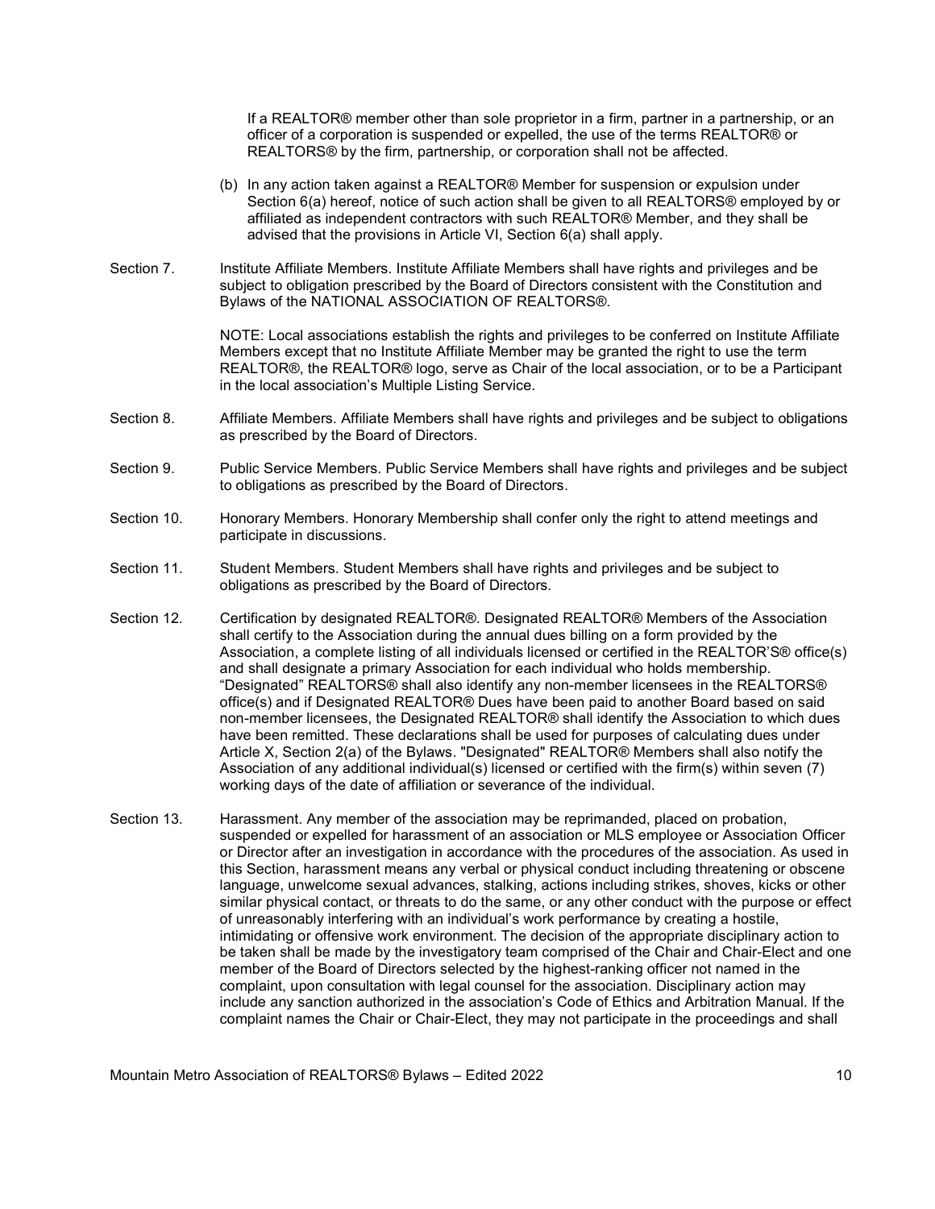If a REALTOR® member other than sole proprietor in a firm, partner in a partnership, or an officer of a corporation is suspended or expelled, the use of the terms REALTOR® or REALTORS® by the firm, partnership, or corporation shall not be affected.

(b) In any action taken against a REALTOR® Member for suspension or expulsion under Section 6(a) hereof, notice of such action shall be given to all REALTORS® employed by or affiliated as independent contractors with such REALTOR® Member, and they shall be advised that the provisions in Article VI, Section 6(a) shall apply.

Section 7. Institute Affiliate Members. Institute Affiliate Members shall have rights and privileges and be subject to obligation prescribed by the Board of Directors consistent with the Constitution and Bylaws of the NATIONAL ASSOCIATION OF REALTORS®.

NOTE: Local associations establish the rights and privileges to be conferred on Institute Affiliate Members except that no Institute Affiliate Member may be granted the right to use the term REALTOR®, the REALTOR® logo, serve as Chair of the local association, or to be a Participant in the local association's Multiple Listing Service.

Section 8. Affiliate Members. Affiliate Members shall have rights and privileges and be subject to obligations as prescribed by the Board of Directors.

Section 9. Public Service Members. Public Service Members shall have rights and privileges and be subject to obligations as prescribed by the Board of Directors.

Section 10. Honorary Members. Honorary Membership shall confer only the right to attend meetings and participate in discussions.

Section 11. Student Members. Student Members shall have rights and privileges and be subject to obligations as prescribed by the Board of Directors.

Section 12. Certification by designated REALTOR®. Designated REALTOR® Members of the Association shall certify to the Association during the annual dues billing on a form provided by the Association, a complete listing of all individuals licensed or certified in the REALTOR'S® office(s) and shall designate a primary Association for each individual who holds membership. "Designated" REALTORS® shall also identify any non-member licensees in the REALTORS® office(s) and if Designated REALTOR® Dues have been paid to another Board based on said non-member licensees, the Designated REALTOR® shall identify the Association to which dues have been remitted. These declarations shall be used for purposes of calculating dues under Article X, Section 2(a) of the Bylaws. "Designated" REALTOR® Members shall also notify the Association of any additional individual(s) licensed or certified with the firm(s) within seven (7) working days of the date of affiliation or severance of the individual.

Section 13. Harassment. Any member of the association may be reprimanded, placed on probation, suspended or expelled for harassment of an association or MLS employee or Association Officer or Director after an investigation in accordance with the procedures of the association. As used in this Section, harassment means any verbal or physical conduct including threatening or obscene language, unwelcome sexual advances, stalking, actions including strikes, shoves, kicks or other similar physical contact, or threats to do the same, or any other conduct with the purpose or effect of unreasonably interfering with an individual's work performance by creating a hostile, intimidating or offensive work environment. The decision of the appropriate disciplinary action to be taken shall be made by the investigatory team comprised of the Chair and Chair-Elect and one member of the Board of Directors selected by the highest-ranking officer not named in the complaint, upon consultation with legal counsel for the association. Disciplinary action may include any sanction authorized in the association's Code of Ethics and Arbitration Manual. If the complaint names the Chair or Chair-Elect, they may not participate in the proceedings and shall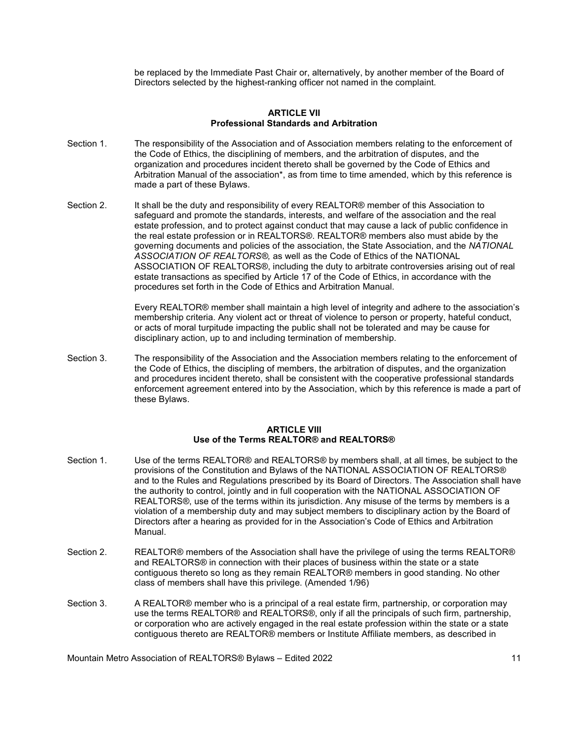be replaced by the Immediate Past Chair or, alternatively, by another member of the Board of Directors selected by the highest-ranking officer not named in the complaint.

## ARTICLE VII
## Professional Standards and Arbitration

Section 1. The responsibility of the Association and of Association members relating to the enforcement of the Code of Ethics, the disciplining of members, and the arbitration of disputes, and the organization and procedures incident thereto shall be governed by the Code of Ethics and Arbitration Manual of the association*, as from time to time amended, which by this reference is made a part of these Bylaws.

Section 2. It shall be the duty and responsibility of every REALTOR® member of this Association to safeguard and promote the standards, interests, and welfare of the association and the real estate profession, and to protect against conduct that may cause a lack of public confidence in the real estate profession or in REALTORS®. REALTOR® members also must abide by the governing documents and policies of the association, the State Association, and the *NATIONAL ASSOCIATION OF REALTORS®,* as well as the Code of Ethics of the NATIONAL ASSOCIATION OF REALTORS®, including the duty to arbitrate controversies arising out of real estate transactions as specified by Article 17 of the Code of Ethics, in accordance with the procedures set forth in the Code of Ethics and Arbitration Manual.

Every REALTOR® member shall maintain a high level of integrity and adhere to the association's membership criteria. Any violent act or threat of violence to person or property, hateful conduct, or acts of moral turpitude impacting the public shall not be tolerated and may be cause for disciplinary action, up to and including termination of membership.

Section 3. The responsibility of the Association and the Association members relating to the enforcement of the Code of Ethics, the discipling of members, the arbitration of disputes, and the organization and procedures incident thereto, shall be consistent with the cooperative professional standards enforcement agreement entered into by the Association, which by this reference is made a part of these Bylaws.

## ARTICLE VIII
## Use of the Terms REALTOR® and REALTORS®

Section 1. Use of the terms REALTOR® and REALTORS® by members shall, at all times, be subject to the provisions of the Constitution and Bylaws of the NATIONAL ASSOCIATION OF REALTORS® and to the Rules and Regulations prescribed by its Board of Directors. The Association shall have the authority to control, jointly and in full cooperation with the NATIONAL ASSOCIATION OF REALTORS®, use of the terms within its jurisdiction. Any misuse of the terms by members is a violation of a membership duty and may subject members to disciplinary action by the Board of Directors after a hearing as provided for in the Association's Code of Ethics and Arbitration Manual.

Section 2. REALTOR® members of the Association shall have the privilege of using the terms REALTOR® and REALTORS® in connection with their places of business within the state or a state contiguous thereto so long as they remain REALTOR® members in good standing. No other class of members shall have this privilege. (Amended 1/96)

Section 3. A REALTOR® member who is a principal of a real estate firm, partnership, or corporation may use the terms REALTOR® and REALTORS®, only if all the principals of such firm, partnership, or corporation who are actively engaged in the real estate profession within the state or a state contiguous thereto are REALTOR® members or Institute Affiliate members, as described in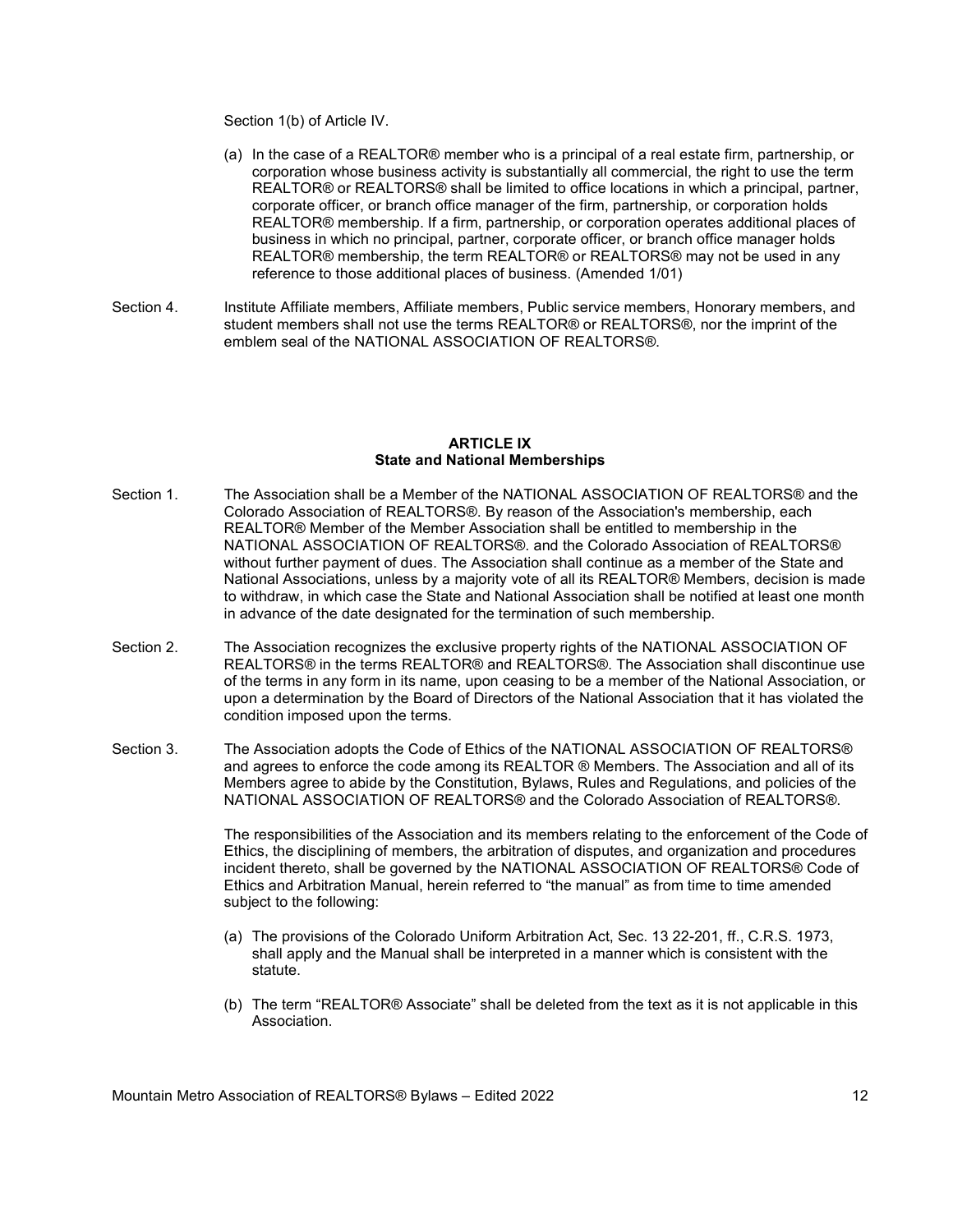Section 1(b) of Article IV.

(a) In the case of a REALTOR® member who is a principal of a real estate firm, partnership, or corporation whose business activity is substantially all commercial, the right to use the term REALTOR® or REALTORS® shall be limited to office locations in which a principal, partner, corporate officer, or branch office manager of the firm, partnership, or corporation holds REALTOR® membership. If a firm, partnership, or corporation operates additional places of business in which no principal, partner, corporate officer, or branch office manager holds REALTOR® membership, the term REALTOR® or REALTORS® may not be used in any reference to those additional places of business. (Amended 1/01)

Section 4. Institute Affiliate members, Affiliate members, Public service members, Honorary members, and student members shall not use the terms REALTOR® or REALTORS®, nor the imprint of the emblem seal of the NATIONAL ASSOCIATION OF REALTORS®.

## ARTICLE IX
## State and National Memberships

Section 1. The Association shall be a Member of the NATIONAL ASSOCIATION OF REALTORS® and the Colorado Association of REALTORS®. By reason of the Association's membership, each REALTOR® Member of the Member Association shall be entitled to membership in the NATIONAL ASSOCIATION OF REALTORS®. and the Colorado Association of REALTORS® without further payment of dues. The Association shall continue as a member of the State and National Associations, unless by a majority vote of all its REALTOR® Members, decision is made to withdraw, in which case the State and National Association shall be notified at least one month in advance of the date designated for the termination of such membership.

Section 2. The Association recognizes the exclusive property rights of the NATIONAL ASSOCIATION OF REALTORS® in the terms REALTOR® and REALTORS®. The Association shall discontinue use of the terms in any form in its name, upon ceasing to be a member of the National Association, or upon a determination by the Board of Directors of the National Association that it has violated the condition imposed upon the terms.

Section 3. The Association adopts the Code of Ethics of the NATIONAL ASSOCIATION OF REALTORS® and agrees to enforce the code among its REALTOR ® Members. The Association and all of its Members agree to abide by the Constitution, Bylaws, Rules and Regulations, and policies of the NATIONAL ASSOCIATION OF REALTORS® and the Colorado Association of REALTORS®.

The responsibilities of the Association and its members relating to the enforcement of the Code of Ethics, the disciplining of members, the arbitration of disputes, and organization and procedures incident thereto, shall be governed by the NATIONAL ASSOCIATION OF REALTORS® Code of Ethics and Arbitration Manual, herein referred to "the manual" as from time to time amended subject to the following:

(a) The provisions of the Colorado Uniform Arbitration Act, Sec. 13 22-201, ff., C.R.S. 1973, shall apply and the Manual shall be interpreted in a manner which is consistent with the statute.

(b) The term "REALTOR® Associate" shall be deleted from the text as it is not applicable in this Association.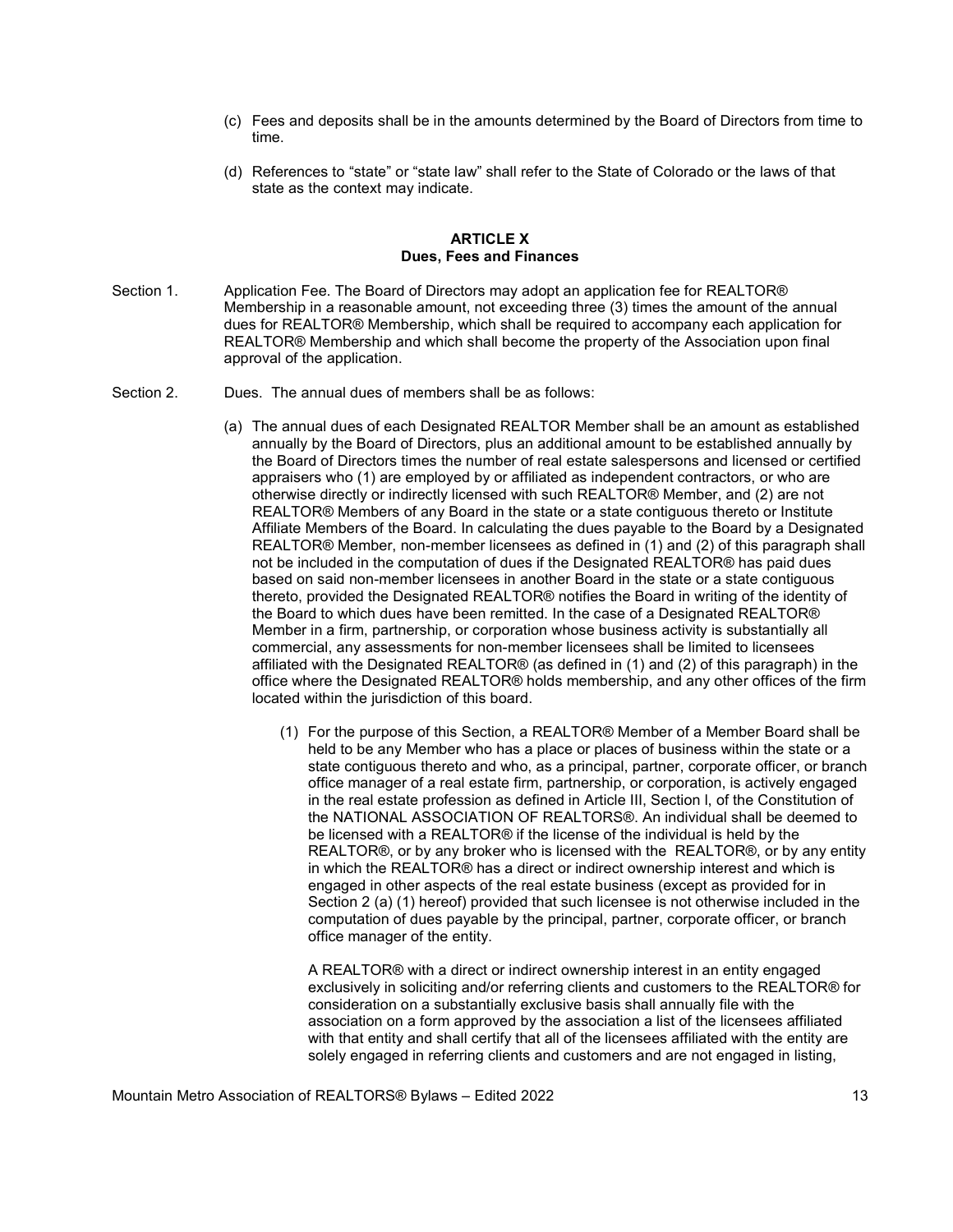(c) Fees and deposits shall be in the amounts determined by the Board of Directors from time to time.

(d) References to "state" or "state law" shall refer to the State of Colorado or the laws of that state as the context may indicate.

## ARTICLE X
## Dues, Fees and Finances

Section 1. Application Fee. The Board of Directors may adopt an application fee for REALTOR® Membership in a reasonable amount, not exceeding three (3) times the amount of the annual dues for REALTOR® Membership, which shall be required to accompany each application for REALTOR® Membership and which shall become the property of the Association upon final approval of the application.

Section 2. Dues. The annual dues of members shall be as follows:

(a) The annual dues of each Designated REALTOR Member shall be an amount as established annually by the Board of Directors, plus an additional amount to be established annually by the Board of Directors times the number of real estate salespersons and licensed or certified appraisers who (1) are employed by or affiliated as independent contractors, or who are otherwise directly or indirectly licensed with such REALTOR® Member, and (2) are not REALTOR® Members of any Board in the state or a state contiguous thereto or Institute Affiliate Members of the Board. In calculating the dues payable to the Board by a Designated REALTOR® Member, non-member licensees as defined in (1) and (2) of this paragraph shall not be included in the computation of dues if the Designated REALTOR® has paid dues based on said non-member licensees in another Board in the state or a state contiguous thereto, provided the Designated REALTOR® notifies the Board in writing of the identity of the Board to which dues have been remitted. In the case of a Designated REALTOR® Member in a firm, partnership, or corporation whose business activity is substantially all commercial, any assessments for non-member licensees shall be limited to licensees affiliated with the Designated REALTOR® (as defined in (1) and (2) of this paragraph) in the office where the Designated REALTOR® holds membership, and any other offices of the firm located within the jurisdiction of this board.

(1) For the purpose of this Section, a REALTOR® Member of a Member Board shall be held to be any Member who has a place or places of business within the state or a state contiguous thereto and who, as a principal, partner, corporate officer, or branch office manager of a real estate firm, partnership, or corporation, is actively engaged in the real estate profession as defined in Article III, Section l, of the Constitution of the NATIONAL ASSOCIATION OF REALTORS®. An individual shall be deemed to be licensed with a REALTOR® if the license of the individual is held by the REALTOR®, or by any broker who is licensed with the REALTOR®, or by any entity in which the REALTOR® has a direct or indirect ownership interest and which is engaged in other aspects of the real estate business (except as provided for in Section 2 (a) (1) hereof) provided that such licensee is not otherwise included in the computation of dues payable by the principal, partner, corporate officer, or branch office manager of the entity.

A REALTOR® with a direct or indirect ownership interest in an entity engaged exclusively in soliciting and/or referring clients and customers to the REALTOR® for consideration on a substantially exclusive basis shall annually file with the association on a form approved by the association a list of the licensees affiliated with that entity and shall certify that all of the licensees affiliated with the entity are solely engaged in referring clients and customers and are not engaged in listing,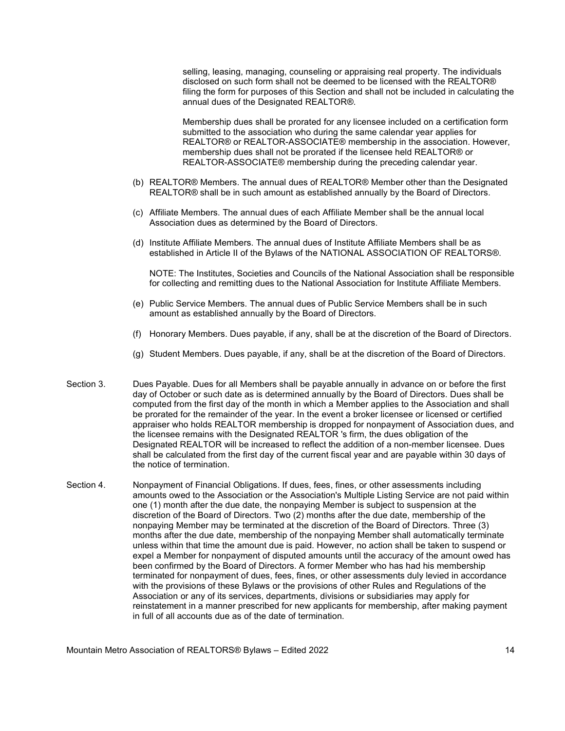selling, leasing, managing, counseling or appraising real property. The individuals disclosed on such form shall not be deemed to be licensed with the REALTOR® filing the form for purposes of this Section and shall not be included in calculating the annual dues of the Designated REALTOR®.

Membership dues shall be prorated for any licensee included on a certification form submitted to the association who during the same calendar year applies for REALTOR® or REALTOR-ASSOCIATE® membership in the association. However, membership dues shall not be prorated if the licensee held REALTOR® or REALTOR-ASSOCIATE® membership during the preceding calendar year.

(b) REALTOR® Members. The annual dues of REALTOR® Member other than the Designated REALTOR® shall be in such amount as established annually by the Board of Directors.

(c) Affiliate Members. The annual dues of each Affiliate Member shall be the annual local Association dues as determined by the Board of Directors.

(d) Institute Affiliate Members. The annual dues of Institute Affiliate Members shall be as established in Article II of the Bylaws of the NATIONAL ASSOCIATION OF REALTORS®.

NOTE: The Institutes, Societies and Councils of the National Association shall be responsible for collecting and remitting dues to the National Association for Institute Affiliate Members.

(e) Public Service Members. The annual dues of Public Service Members shall be in such amount as established annually by the Board of Directors.

(f) Honorary Members. Dues payable, if any, shall be at the discretion of the Board of Directors.

(g) Student Members. Dues payable, if any, shall be at the discretion of the Board of Directors.

Section 3. Dues Payable. Dues for all Members shall be payable annually in advance on or before the first day of October or such date as is determined annually by the Board of Directors. Dues shall be computed from the first day of the month in which a Member applies to the Association and shall be prorated for the remainder of the year. In the event a broker licensee or licensed or certified appraiser who holds REALTOR membership is dropped for nonpayment of Association dues, and the licensee remains with the Designated REALTOR 's firm, the dues obligation of the Designated REALTOR will be increased to reflect the addition of a non-member licensee. Dues shall be calculated from the first day of the current fiscal year and are payable within 30 days of the notice of termination.

Section 4. Nonpayment of Financial Obligations. If dues, fees, fines, or other assessments including amounts owed to the Association or the Association's Multiple Listing Service are not paid within one (1) month after the due date, the nonpaying Member is subject to suspension at the discretion of the Board of Directors. Two (2) months after the due date, membership of the nonpaying Member may be terminated at the discretion of the Board of Directors. Three (3) months after the due date, membership of the nonpaying Member shall automatically terminate unless within that time the amount due is paid. However, no action shall be taken to suspend or expel a Member for nonpayment of disputed amounts until the accuracy of the amount owed has been confirmed by the Board of Directors. A former Member who has had his membership terminated for nonpayment of dues, fees, fines, or other assessments duly levied in accordance with the provisions of these Bylaws or the provisions of other Rules and Regulations of the Association or any of its services, departments, divisions or subsidiaries may apply for reinstatement in a manner prescribed for new applicants for membership, after making payment in full of all accounts due as of the date of termination.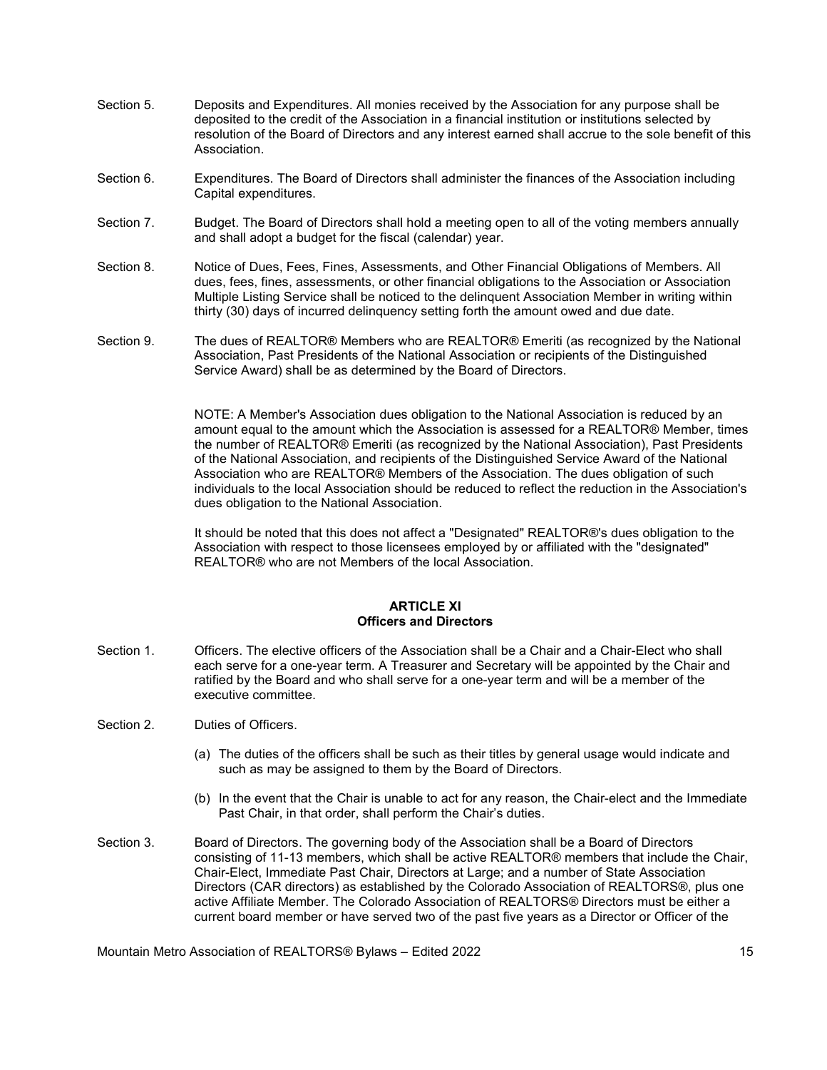Section 5. Deposits and Expenditures. All monies received by the Association for any purpose shall be deposited to the credit of the Association in a financial institution or institutions selected by resolution of the Board of Directors and any interest earned shall accrue to the sole benefit of this Association.

Section 6. Expenditures. The Board of Directors shall administer the finances of the Association including Capital expenditures.

Section 7. Budget. The Board of Directors shall hold a meeting open to all of the voting members annually and shall adopt a budget for the fiscal (calendar) year.

Section 8. Notice of Dues, Fees, Fines, Assessments, and Other Financial Obligations of Members. All dues, fees, fines, assessments, or other financial obligations to the Association or Association Multiple Listing Service shall be noticed to the delinquent Association Member in writing within thirty (30) days of incurred delinquency setting forth the amount owed and due date.

Section 9. The dues of REALTOR® Members who are REALTOR® Emeriti (as recognized by the National Association, Past Presidents of the National Association or recipients of the Distinguished Service Award) shall be as determined by the Board of Directors.

NOTE: A Member's Association dues obligation to the National Association is reduced by an amount equal to the amount which the Association is assessed for a REALTOR® Member, times the number of REALTOR® Emeriti (as recognized by the National Association), Past Presidents of the National Association, and recipients of the Distinguished Service Award of the National Association who are REALTOR® Members of the Association. The dues obligation of such individuals to the local Association should be reduced to reflect the reduction in the Association's dues obligation to the National Association.

It should be noted that this does not affect a "Designated" REALTOR®'s dues obligation to the Association with respect to those licensees employed by or affiliated with the "designated" REALTOR® who are not Members of the local Association.

## ARTICLE XI
## Officers and Directors

Section 1. Officers. The elective officers of the Association shall be a Chair and a Chair-Elect who shall each serve for a one-year term. A Treasurer and Secretary will be appointed by the Chair and ratified by the Board and who shall serve for a one-year term and will be a member of the executive committee.

Section 2. Duties of Officers.

(a) The duties of the officers shall be such as their titles by general usage would indicate and such as may be assigned to them by the Board of Directors.

(b) In the event that the Chair is unable to act for any reason, the Chair-elect and the Immediate Past Chair, in that order, shall perform the Chair's duties.

Section 3. Board of Directors. The governing body of the Association shall be a Board of Directors consisting of 11-13 members, which shall be active REALTOR® members that include the Chair, Chair-Elect, Immediate Past Chair, Directors at Large; and a number of State Association Directors (CAR directors) as established by the Colorado Association of REALTORS®, plus one active Affiliate Member. The Colorado Association of REALTORS® Directors must be either a current board member or have served two of the past five years as a Director or Officer of the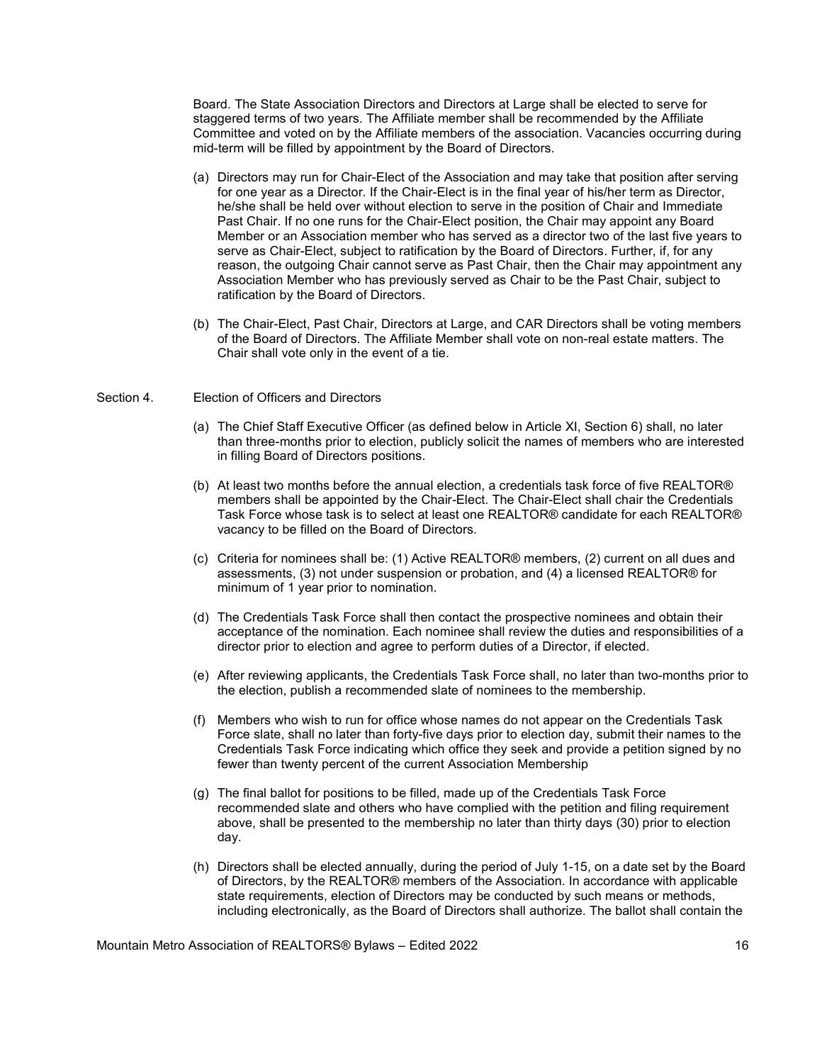Board. The State Association Directors and Directors at Large shall be elected to serve for staggered terms of two years. The Affiliate member shall be recommended by the Affiliate Committee and voted on by the Affiliate members of the association. Vacancies occurring during mid-term will be filled by appointment by the Board of Directors.

(a) Directors may run for Chair-Elect of the Association and may take that position after serving for one year as a Director. If the Chair-Elect is in the final year of his/her term as Director, he/she shall be held over without election to serve in the position of Chair and Immediate Past Chair. If no one runs for the Chair-Elect position, the Chair may appoint any Board Member or an Association member who has served as a director two of the last five years to serve as Chair-Elect, subject to ratification by the Board of Directors. Further, if, for any reason, the outgoing Chair cannot serve as Past Chair, then the Chair may appointment any Association Member who has previously served as Chair to be the Past Chair, subject to ratification by the Board of Directors.

(b) The Chair-Elect, Past Chair, Directors at Large, and CAR Directors shall be voting members of the Board of Directors. The Affiliate Member shall vote on non-real estate matters. The Chair shall vote only in the event of a tie.

Section 4. Election of Officers and Directors

(a) The Chief Staff Executive Officer (as defined below in Article XI, Section 6) shall, no later than three-months prior to election, publicly solicit the names of members who are interested in filling Board of Directors positions.

(b) At least two months before the annual election, a credentials task force of five REALTOR® members shall be appointed by the Chair-Elect. The Chair-Elect shall chair the Credentials Task Force whose task is to select at least one REALTOR® candidate for each REALTOR® vacancy to be filled on the Board of Directors.

(c) Criteria for nominees shall be: (1) Active REALTOR® members, (2) current on all dues and assessments, (3) not under suspension or probation, and (4) a licensed REALTOR® for minimum of 1 year prior to nomination.

(d) The Credentials Task Force shall then contact the prospective nominees and obtain their acceptance of the nomination. Each nominee shall review the duties and responsibilities of a director prior to election and agree to perform duties of a Director, if elected.

(e) After reviewing applicants, the Credentials Task Force shall, no later than two-months prior to the election, publish a recommended slate of nominees to the membership.

(f) Members who wish to run for office whose names do not appear on the Credentials Task Force slate, shall no later than forty-five days prior to election day, submit their names to the Credentials Task Force indicating which office they seek and provide a petition signed by no fewer than twenty percent of the current Association Membership

(g) The final ballot for positions to be filled, made up of the Credentials Task Force recommended slate and others who have complied with the petition and filing requirement above, shall be presented to the membership no later than thirty days (30) prior to election day.

(h) Directors shall be elected annually, during the period of July 1-15, on a date set by the Board of Directors, by the REALTOR® members of the Association. In accordance with applicable state requirements, election of Directors may be conducted by such means or methods, including electronically, as the Board of Directors shall authorize. The ballot shall contain the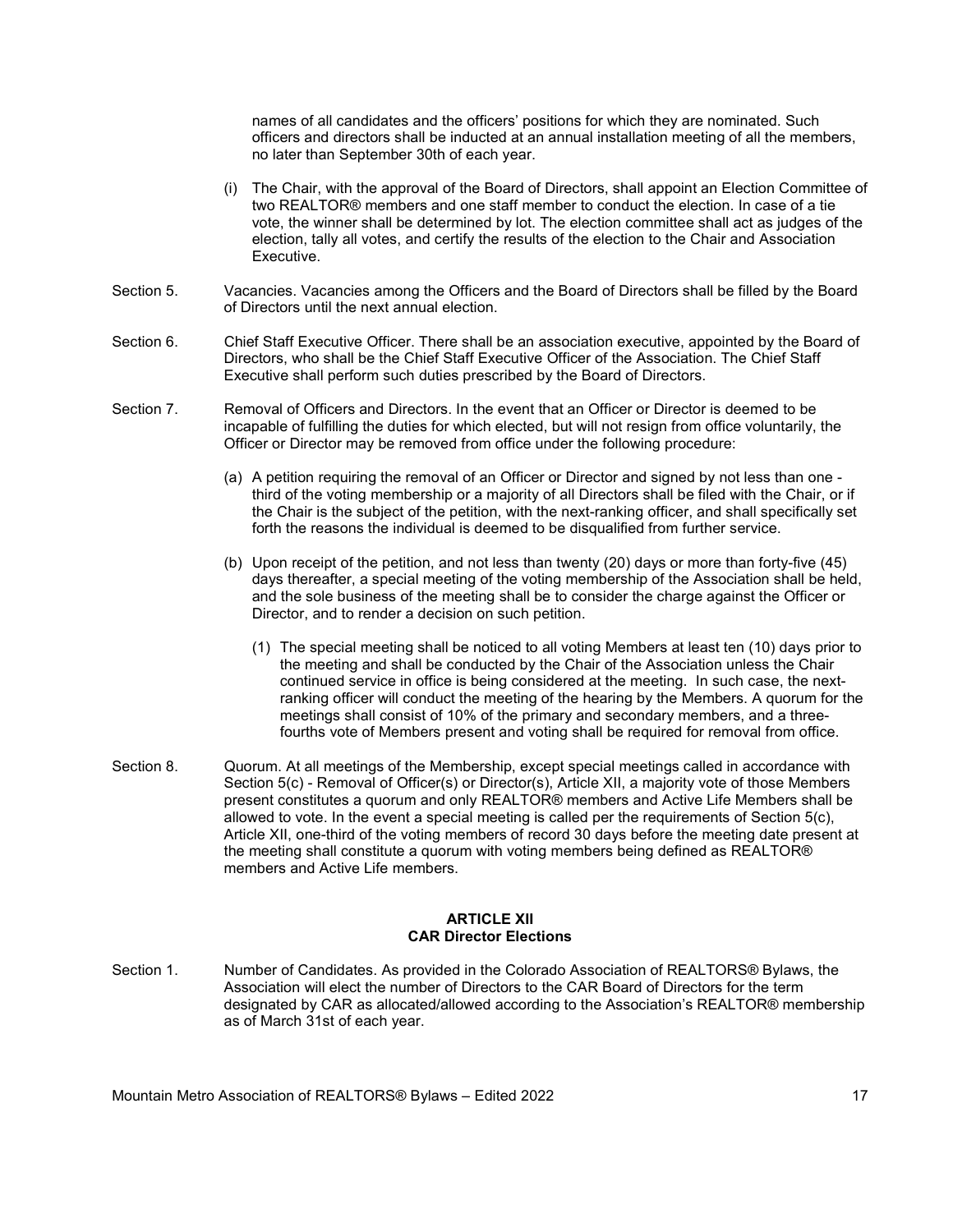names of all candidates and the officers' positions for which they are nominated. Such officers and directors shall be inducted at an annual installation meeting of all the members, no later than September 30th of each year.

(i) The Chair, with the approval of the Board of Directors, shall appoint an Election Committee of two REALTOR® members and one staff member to conduct the election. In case of a tie vote, the winner shall be determined by lot. The election committee shall act as judges of the election, tally all votes, and certify the results of the election to the Chair and Association Executive.

Section 5. Vacancies. Vacancies among the Officers and the Board of Directors shall be filled by the Board of Directors until the next annual election.

Section 6. Chief Staff Executive Officer. There shall be an association executive, appointed by the Board of Directors, who shall be the Chief Staff Executive Officer of the Association. The Chief Staff Executive shall perform such duties prescribed by the Board of Directors.

Section 7. Removal of Officers and Directors. In the event that an Officer or Director is deemed to be incapable of fulfilling the duties for which elected, but will not resign from office voluntarily, the Officer or Director may be removed from office under the following procedure:

(a) A petition requiring the removal of an Officer or Director and signed by not less than one - third of the voting membership or a majority of all Directors shall be filed with the Chair, or if the Chair is the subject of the petition, with the next-ranking officer, and shall specifically set forth the reasons the individual is deemed to be disqualified from further service.

(b) Upon receipt of the petition, and not less than twenty (20) days or more than forty-five (45) days thereafter, a special meeting of the voting membership of the Association shall be held, and the sole business of the meeting shall be to consider the charge against the Officer or Director, and to render a decision on such petition.

(1) The special meeting shall be noticed to all voting Members at least ten (10) days prior to the meeting and shall be conducted by the Chair of the Association unless the Chair continued service in office is being considered at the meeting. In such case, the next-ranking officer will conduct the meeting of the hearing by the Members. A quorum for the meetings shall consist of 10% of the primary and secondary members, and a three-fourths vote of Members present and voting shall be required for removal from office.

Section 8. Quorum. At all meetings of the Membership, except special meetings called in accordance with Section 5(c) - Removal of Officer(s) or Director(s), Article XII, a majority vote of those Members present constitutes a quorum and only REALTOR® members and Active Life Members shall be allowed to vote. In the event a special meeting is called per the requirements of Section 5(c), Article XII, one-third of the voting members of record 30 days before the meeting date present at the meeting shall constitute a quorum with voting members being defined as REALTOR® members and Active Life members.

## ARTICLE XII
## CAR Director Elections

Section 1. Number of Candidates. As provided in the Colorado Association of REALTORS® Bylaws, the Association will elect the number of Directors to the CAR Board of Directors for the term designated by CAR as allocated/allowed according to the Association's REALTOR® membership as of March 31st of each year.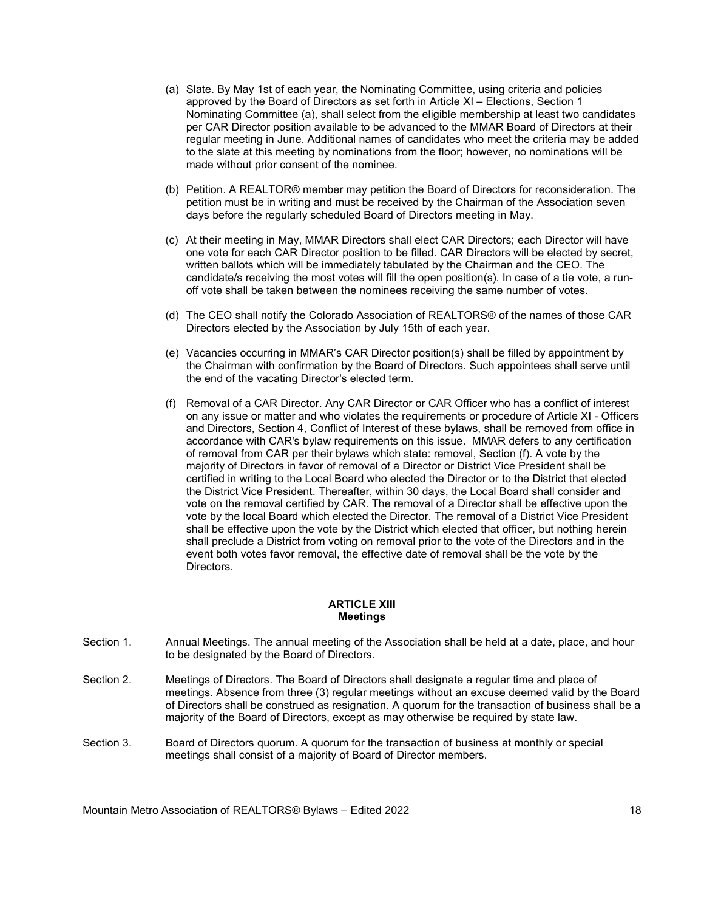(a) Slate. By May 1st of each year, the Nominating Committee, using criteria and policies approved by the Board of Directors as set forth in Article XI – Elections, Section 1 Nominating Committee (a), shall select from the eligible membership at least two candidates per CAR Director position available to be advanced to the MMAR Board of Directors at their regular meeting in June. Additional names of candidates who meet the criteria may be added to the slate at this meeting by nominations from the floor; however, no nominations will be made without prior consent of the nominee.

(b) Petition. A REALTOR® member may petition the Board of Directors for reconsideration. The petition must be in writing and must be received by the Chairman of the Association seven days before the regularly scheduled Board of Directors meeting in May.

(c) At their meeting in May, MMAR Directors shall elect CAR Directors; each Director will have one vote for each CAR Director position to be filled. CAR Directors will be elected by secret, written ballots which will be immediately tabulated by the Chairman and the CEO. The candidate/s receiving the most votes will fill the open position(s). In case of a tie vote, a run-off vote shall be taken between the nominees receiving the same number of votes.

(d) The CEO shall notify the Colorado Association of REALTORS® of the names of those CAR Directors elected by the Association by July 15th of each year.

(e) Vacancies occurring in MMAR's CAR Director position(s) shall be filled by appointment by the Chairman with confirmation by the Board of Directors. Such appointees shall serve until the end of the vacating Director's elected term.

(f) Removal of a CAR Director. Any CAR Director or CAR Officer who has a conflict of interest on any issue or matter and who violates the requirements or procedure of Article XI - Officers and Directors, Section 4, Conflict of Interest of these bylaws, shall be removed from office in accordance with CAR's bylaw requirements on this issue. MMAR defers to any certification of removal from CAR per their bylaws which state: removal, Section (f). A vote by the majority of Directors in favor of removal of a Director or District Vice President shall be certified in writing to the Local Board who elected the Director or to the District that elected the District Vice President. Thereafter, within 30 days, the Local Board shall consider and vote on the removal certified by CAR. The removal of a Director shall be effective upon the vote by the local Board which elected the Director. The removal of a District Vice President shall be effective upon the vote by the District which elected that officer, but nothing herein shall preclude a District from voting on removal prior to the vote of the Directors and in the event both votes favor removal, the effective date of removal shall be the vote by the Directors.

## ARTICLE XIII
## Meetings

Section 1. Annual Meetings. The annual meeting of the Association shall be held at a date, place, and hour to be designated by the Board of Directors.

Section 2. Meetings of Directors. The Board of Directors shall designate a regular time and place of meetings. Absence from three (3) regular meetings without an excuse deemed valid by the Board of Directors shall be construed as resignation. A quorum for the transaction of business shall be a majority of the Board of Directors, except as may otherwise be required by state law.

Section 3. Board of Directors quorum. A quorum for the transaction of business at monthly or special meetings shall consist of a majority of Board of Director members.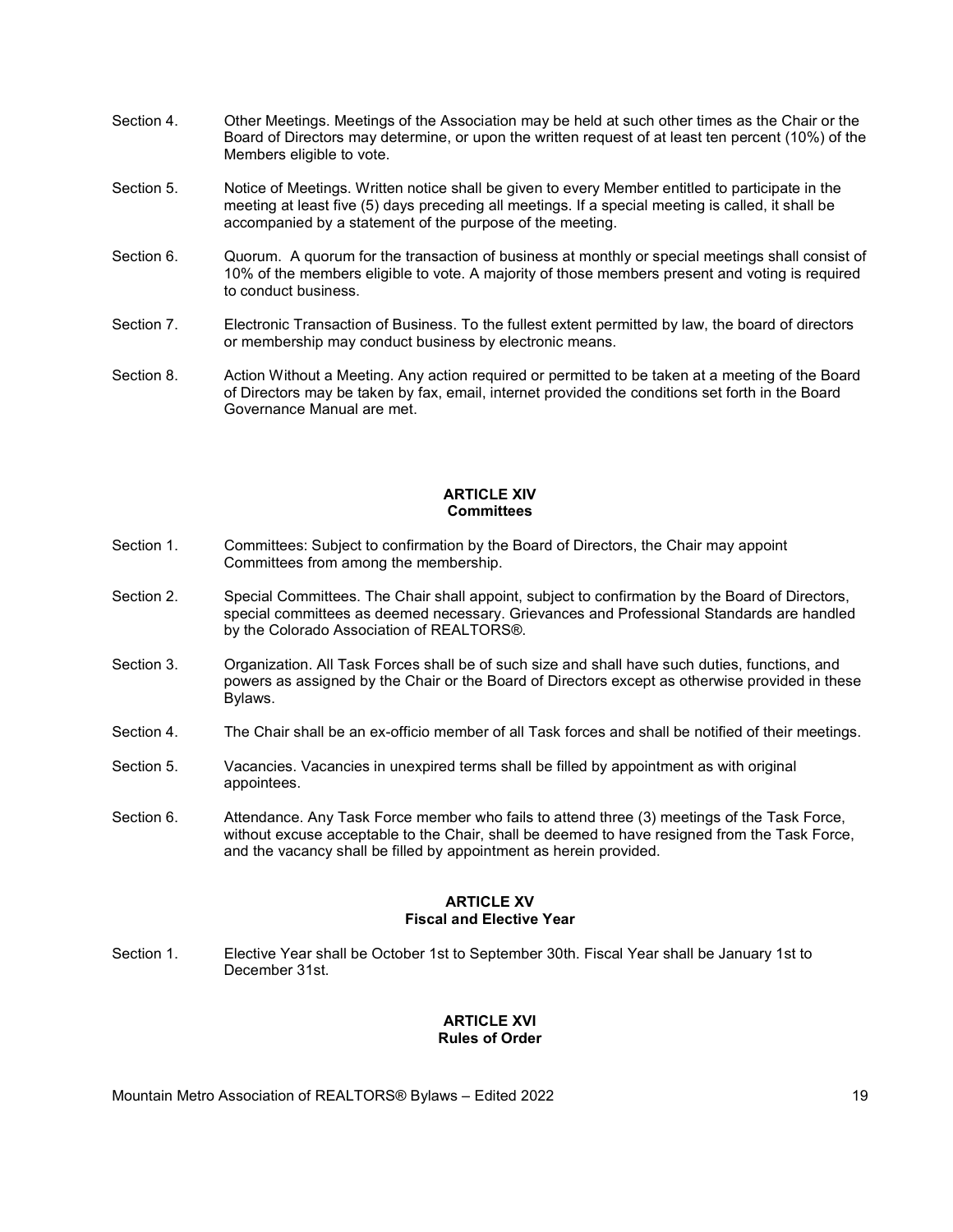Section 4. Other Meetings. Meetings of the Association may be held at such other times as the Chair or the Board of Directors may determine, or upon the written request of at least ten percent (10%) of the Members eligible to vote.

Section 5. Notice of Meetings. Written notice shall be given to every Member entitled to participate in the meeting at least five (5) days preceding all meetings. If a special meeting is called, it shall be accompanied by a statement of the purpose of the meeting.

Section 6. Quorum. A quorum for the transaction of business at monthly or special meetings shall consist of 10% of the members eligible to vote. A majority of those members present and voting is required to conduct business.

Section 7. Electronic Transaction of Business. To the fullest extent permitted by law, the board of directors or membership may conduct business by electronic means.

Section 8. Action Without a Meeting. Any action required or permitted to be taken at a meeting of the Board of Directors may be taken by fax, email, internet provided the conditions set forth in the Board Governance Manual are met.

## ARTICLE XIV
## Committees

Section 1. Committees: Subject to confirmation by the Board of Directors, the Chair may appoint Committees from among the membership.

Section 2. Special Committees. The Chair shall appoint, subject to confirmation by the Board of Directors, special committees as deemed necessary. Grievances and Professional Standards are handled by the Colorado Association of REALTORS®.

Section 3. Organization. All Task Forces shall be of such size and shall have such duties, functions, and powers as assigned by the Chair or the Board of Directors except as otherwise provided in these Bylaws.

Section 4. The Chair shall be an ex-officio member of all Task forces and shall be notified of their meetings.

Section 5. Vacancies. Vacancies in unexpired terms shall be filled by appointment as with original appointees.

Section 6. Attendance. Any Task Force member who fails to attend three (3) meetings of the Task Force, without excuse acceptable to the Chair, shall be deemed to have resigned from the Task Force, and the vacancy shall be filled by appointment as herein provided.

## ARTICLE XV
## Fiscal and Elective Year

Section 1. Elective Year shall be October 1st to September 30th. Fiscal Year shall be January 1st to December 31st.

## ARTICLE XVI
## Rules of Order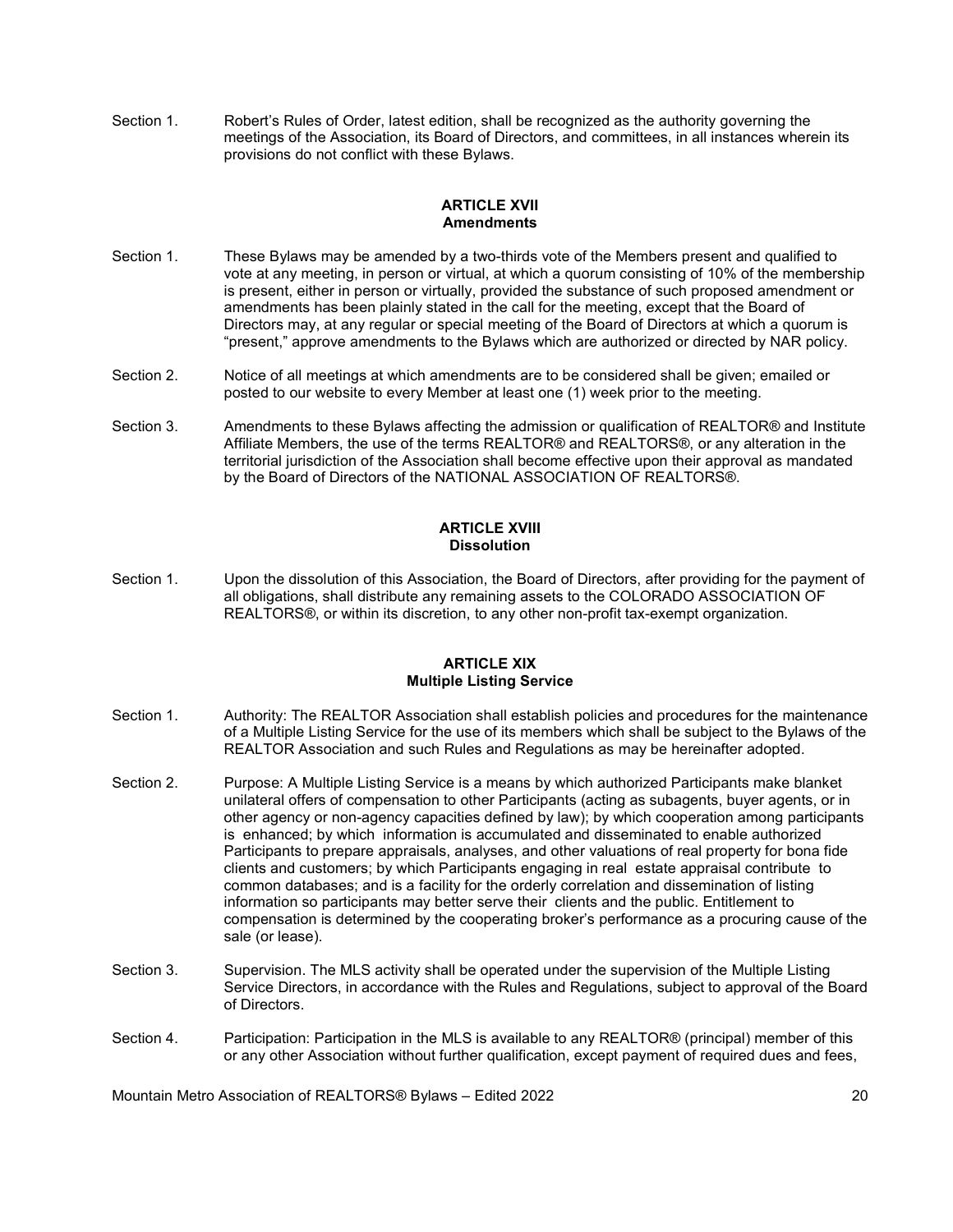Section 1. Robert's Rules of Order, latest edition, shall be recognized as the authority governing the meetings of the Association, its Board of Directors, and committees, in all instances wherein its provisions do not conflict with these Bylaws.

## ARTICLE XVII
## Amendments

Section 1. These Bylaws may be amended by a two-thirds vote of the Members present and qualified to vote at any meeting, in person or virtual, at which a quorum consisting of 10% of the membership is present, either in person or virtually, provided the substance of such proposed amendment or amendments has been plainly stated in the call for the meeting, except that the Board of Directors may, at any regular or special meeting of the Board of Directors at which a quorum is "present," approve amendments to the Bylaws which are authorized or directed by NAR policy.

Section 2. Notice of all meetings at which amendments are to be considered shall be given; emailed or posted to our website to every Member at least one (1) week prior to the meeting.

Section 3. Amendments to these Bylaws affecting the admission or qualification of REALTOR® and Institute Affiliate Members, the use of the terms REALTOR® and REALTORS®, or any alteration in the territorial jurisdiction of the Association shall become effective upon their approval as mandated by the Board of Directors of the NATIONAL ASSOCIATION OF REALTORS®.

## ARTICLE XVIII
## Dissolution

Section 1. Upon the dissolution of this Association, the Board of Directors, after providing for the payment of all obligations, shall distribute any remaining assets to the COLORADO ASSOCIATION OF REALTORS®, or within its discretion, to any other non-profit tax-exempt organization.

## ARTICLE XIX
## Multiple Listing Service

Section 1. Authority: The REALTOR Association shall establish policies and procedures for the maintenance of a Multiple Listing Service for the use of its members which shall be subject to the Bylaws of the REALTOR Association and such Rules and Regulations as may be hereinafter adopted.

Section 2. Purpose: A Multiple Listing Service is a means by which authorized Participants make blanket unilateral offers of compensation to other Participants (acting as subagents, buyer agents, or in other agency or non-agency capacities defined by law); by which cooperation among participants is enhanced; by which information is accumulated and disseminated to enable authorized Participants to prepare appraisals, analyses, and other valuations of real property for bona fide clients and customers; by which Participants engaging in real estate appraisal contribute to common databases; and is a facility for the orderly correlation and dissemination of listing information so participants may better serve their clients and the public. Entitlement to compensation is determined by the cooperating broker's performance as a procuring cause of the sale (or lease).

Section 3. Supervision. The MLS activity shall be operated under the supervision of the Multiple Listing Service Directors, in accordance with the Rules and Regulations, subject to approval of the Board of Directors.

Section 4. Participation: Participation in the MLS is available to any REALTOR® (principal) member of this or any other Association without further qualification, except payment of required dues and fees,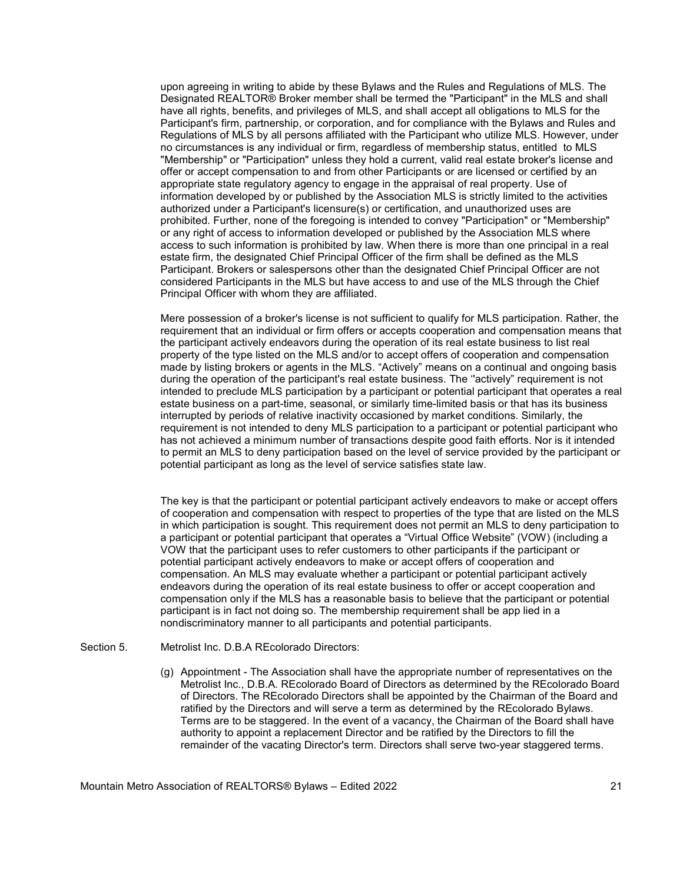upon agreeing in writing to abide by these Bylaws and the Rules and Regulations of MLS. The Designated REALTOR® Broker member shall be termed the "Participant" in the MLS and shall have all rights, benefits, and privileges of MLS, and shall accept all obligations to MLS for the Participant's firm, partnership, or corporation, and for compliance with the Bylaws and Rules and Regulations of MLS by all persons affiliated with the Participant who utilize MLS. However, under no circumstances is any individual or firm, regardless of membership status, entitled to MLS "Membership" or "Participation" unless they hold a current, valid real estate broker's license and offer or accept compensation to and from other Participants or are licensed or certified by an appropriate state regulatory agency to engage in the appraisal of real property. Use of information developed by or published by the Association MLS is strictly limited to the activities authorized under a Participant's licensure(s) or certification, and unauthorized uses are prohibited. Further, none of the foregoing is intended to convey "Participation" or "Membership" or any right of access to information developed or published by the Association MLS where access to such information is prohibited by law. When there is more than one principal in a real estate firm, the designated Chief Principal Officer of the firm shall be defined as the MLS Participant. Brokers or salespersons other than the designated Chief Principal Officer are not considered Participants in the MLS but have access to and use of the MLS through the Chief Principal Officer with whom they are affiliated.

Mere possession of a broker's license is not sufficient to qualify for MLS participation. Rather, the requirement that an individual or firm offers or accepts cooperation and compensation means that the participant actively endeavors during the operation of its real estate business to list real property of the type listed on the MLS and/or to accept offers of cooperation and compensation made by listing brokers or agents in the MLS. “Actively” means on a continual and ongoing basis during the operation of the participant's real estate business. The ‘’actively” requirement is not intended to preclude MLS participation by a participant or potential participant that operates a real estate business on a part-time, seasonal, or similarly time-limited basis or that has its business interrupted by periods of relative inactivity occasioned by market conditions. Similarly, the requirement is not intended to deny MLS participation to a participant or potential participant who has not achieved a minimum number of transactions despite good faith efforts. Nor is it intended to permit an MLS to deny participation based on the level of service provided by the participant or potential participant as long as the level of service satisfies state law.

The key is that the participant or potential participant actively endeavors to make or accept offers of cooperation and compensation with respect to properties of the type that are listed on the MLS in which participation is sought. This requirement does not permit an MLS to deny participation to a participant or potential participant that operates a “Virtual Office Website” (VOW) (including a VOW that the participant uses to refer customers to other participants if the participant or potential participant actively endeavors to make or accept offers of cooperation and compensation. An MLS may evaluate whether a participant or potential participant actively endeavors during the operation of its real estate business to offer or accept cooperation and compensation only if the MLS has a reasonable basis to believe that the participant or potential participant is in fact not doing so. The membership requirement shall be app lied in a nondiscriminatory manner to all participants and potential participants.

Section 5. Metrolist Inc. D.B.A REcolorado Directors:

(g) Appointment - The Association shall have the appropriate number of representatives on the Metrolist Inc., D.B.A. REcolorado Board of Directors as determined by the REcolorado Board of Directors. The REcolorado Directors shall be appointed by the Chairman of the Board and ratified by the Directors and will serve a term as determined by the REcolorado Bylaws. Terms are to be staggered. In the event of a vacancy, the Chairman of the Board shall have authority to appoint a replacement Director and be ratified by the Directors to fill the remainder of the vacating Director's term. Directors shall serve two-year staggered terms.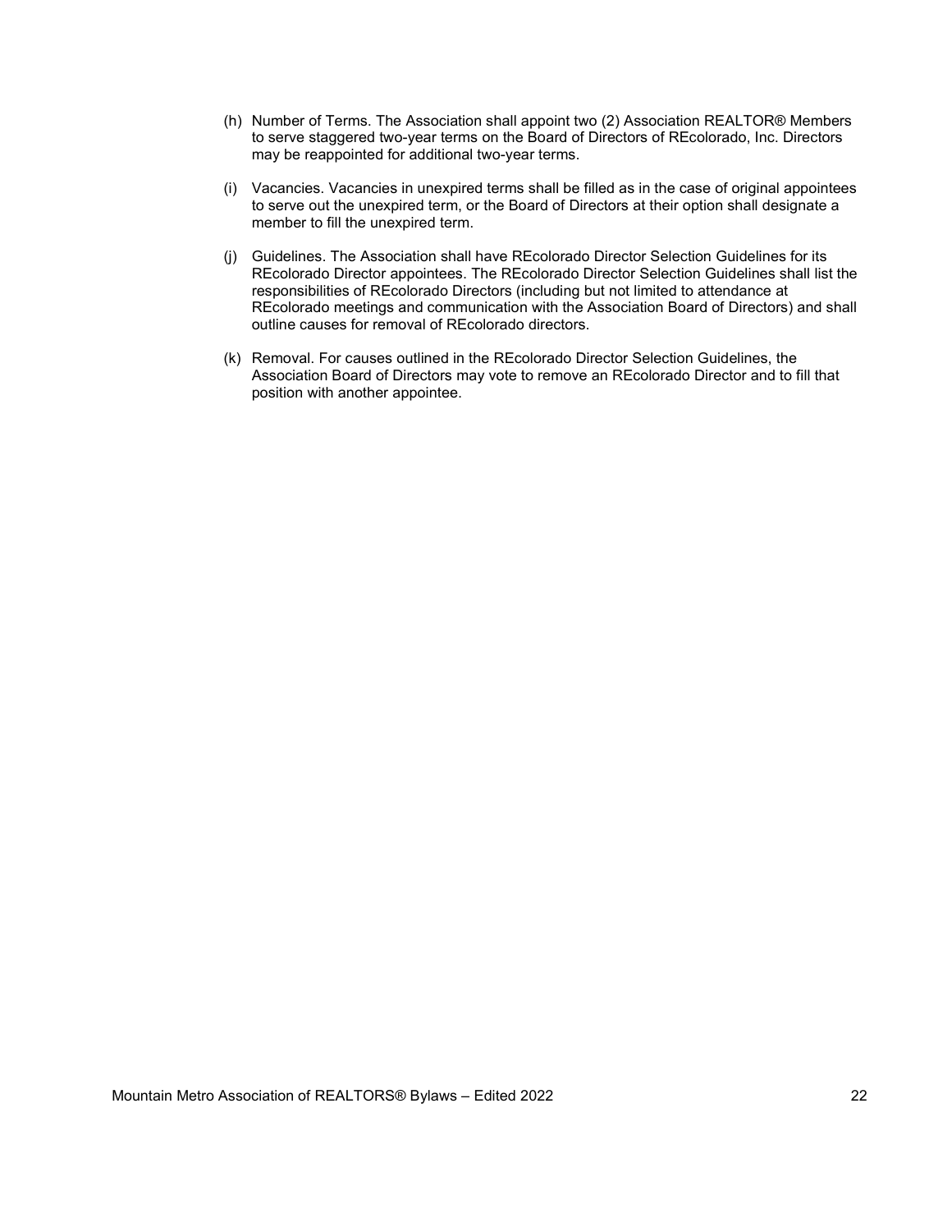(h) Number of Terms. The Association shall appoint two (2) Association REALTOR® Members to serve staggered two-year terms on the Board of Directors of REcolorado, Inc. Directors may be reappointed for additional two-year terms.

(i) Vacancies. Vacancies in unexpired terms shall be filled as in the case of original appointees to serve out the unexpired term, or the Board of Directors at their option shall designate a member to fill the unexpired term.

(j) Guidelines. The Association shall have REcolorado Director Selection Guidelines for its REcolorado Director appointees. The REcolorado Director Selection Guidelines shall list the responsibilities of REcolorado Directors (including but not limited to attendance at REcolorado meetings and communication with the Association Board of Directors) and shall outline causes for removal of REcolorado directors.

(k) Removal. For causes outlined in the REcolorado Director Selection Guidelines, the Association Board of Directors may vote to remove an REcolorado Director and to fill that position with another appointee.